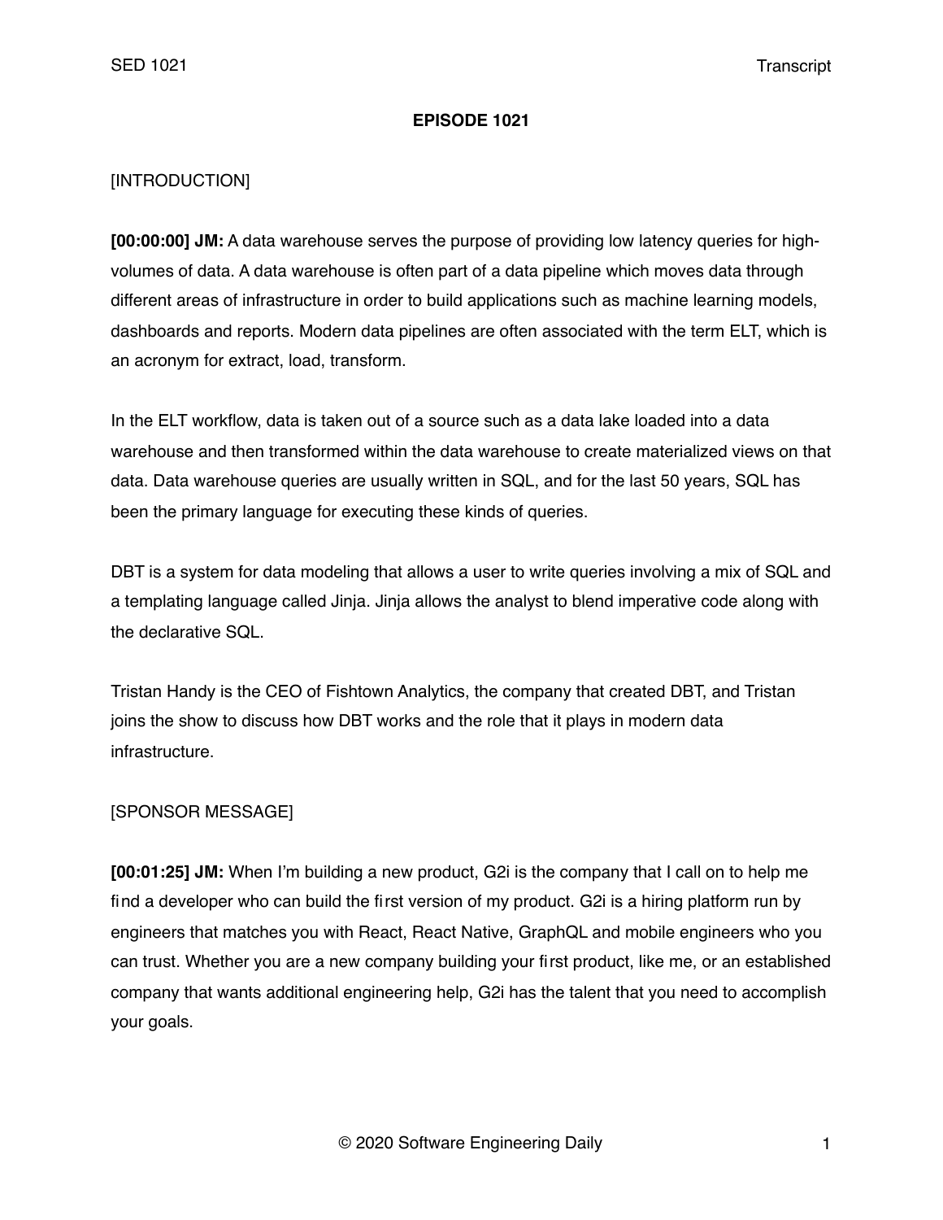**EPISODE 1021**

[INTRODUCTION]

**[00:00:00] JM:** A data warehouse serves the purpose of providing low latency queries for high-volumes of data. A data warehouse is often part of a data pipeline which moves data through different areas of infrastructure in order to build applications such as machine learning models, dashboards and reports. Modern data pipelines are often associated with the term ELT, which is an acronym for extract, load, transform.

In the ELT workflow, data is taken out of a source such as a data lake loaded into a data warehouse and then transformed within the data warehouse to create materialized views on that data. Data warehouse queries are usually written in SQL, and for the last 50 years, SQL has been the primary language for executing these kinds of queries.

DBT is a system for data modeling that allows a user to write queries involving a mix of SQL and a templating language called Jinja. Jinja allows the analyst to blend imperative code along with the declarative SQL.

Tristan Handy is the CEO of Fishtown Analytics, the company that created DBT, and Tristan joins the show to discuss how DBT works and the role that it plays in modern data infrastructure.

[SPONSOR MESSAGE]

**[00:01:25] JM:** When I'm building a new product, G2i is the company that I call on to help me find a developer who can build the first version of my product. G2i is a hiring platform run by engineers that matches you with React, React Native, GraphQL and mobile engineers who you can trust. Whether you are a new company building your first product, like me, or an established company that wants additional engineering help, G2i has the talent that you need to accomplish your goals.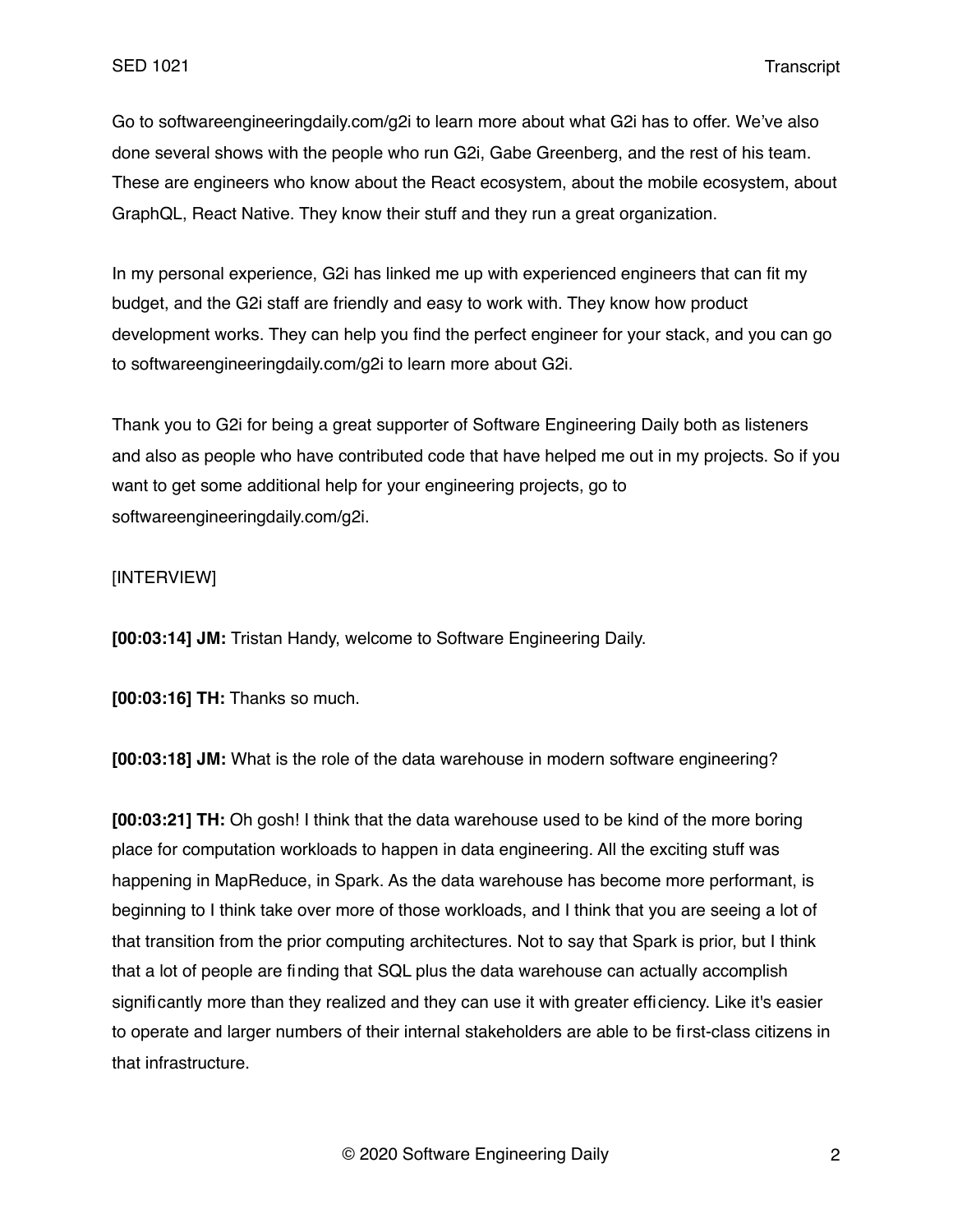Go to softwareengineeringdaily.com/g2i to learn more about what G2i has to offer. We've also done several shows with the people who run G2i, Gabe Greenberg, and the rest of his team. These are engineers who know about the React ecosystem, about the mobile ecosystem, about GraphQL, React Native. They know their stuff and they run a great organization.

In my personal experience, G2i has linked me up with experienced engineers that can fit my budget, and the G2i staff are friendly and easy to work with. They know how product development works. They can help you find the perfect engineer for your stack, and you can go to softwareengineeringdaily.com/g2i to learn more about G2i.

Thank you to G2i for being a great supporter of Software Engineering Daily both as listeners and also as people who have contributed code that have helped me out in my projects. So if you want to get some additional help for your engineering projects, go to softwareengineeringdaily.com/g2i.

[INTERVIEW]

**[00:03:14] JM:** Tristan Handy, welcome to Software Engineering Daily.

**[00:03:16] TH:** Thanks so much.

**[00:03:18] JM:** What is the role of the data warehouse in modern software engineering?

**[00:03:21] TH:** Oh gosh! I think that the data warehouse used to be kind of the more boring place for computation workloads to happen in data engineering. All the exciting stuff was happening in MapReduce, in Spark. As the data warehouse has become more performant, is beginning to I think take over more of those workloads, and I think that you are seeing a lot of that transition from the prior computing architectures. Not to say that Spark is prior, but I think that a lot of people are finding that SQL plus the data warehouse can actually accomplish significantly more than they realized and they can use it with greater efficiency. Like it's easier to operate and larger numbers of their internal stakeholders are able to be first-class citizens in that infrastructure.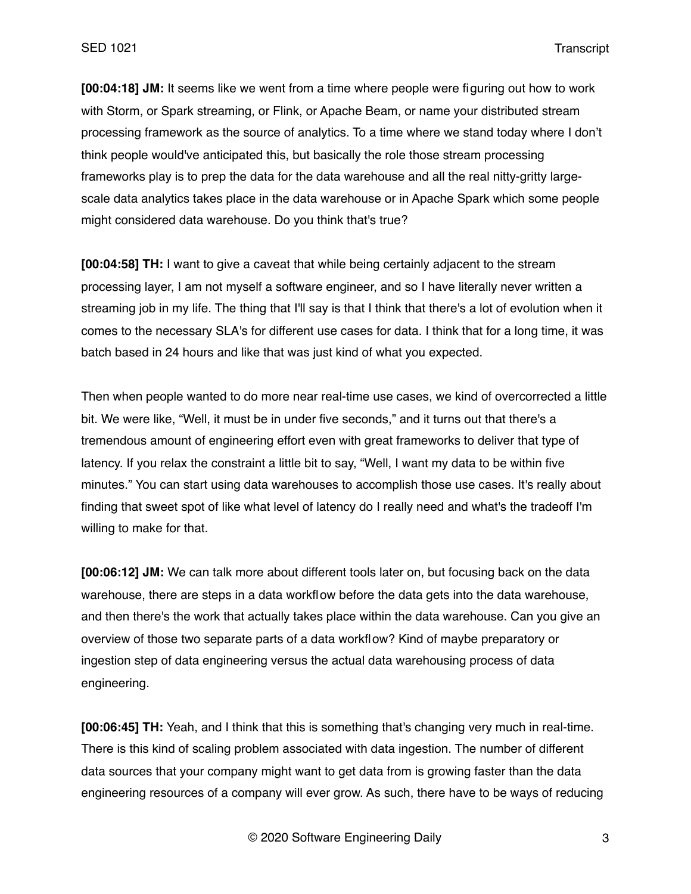**[00:04:18] JM:** It seems like we went from a time where people were figuring out how to work with Storm, or Spark streaming, or Flink, or Apache Beam, or name your distributed stream processing framework as the source of analytics. To a time where we stand today where I don't think people would've anticipated this, but basically the role those stream processing frameworks play is to prep the data for the data warehouse and all the real nitty-gritty large-scale data analytics takes place in the data warehouse or in Apache Spark which some people might considered data warehouse. Do you think that's true?

**[00:04:58] TH:** I want to give a caveat that while being certainly adjacent to the stream processing layer, I am not myself a software engineer, and so I have literally never written a streaming job in my life. The thing that I'll say is that I think that there's a lot of evolution when it comes to the necessary SLA's for different use cases for data. I think that for a long time, it was batch based in 24 hours and like that was just kind of what you expected.

Then when people wanted to do more near real-time use cases, we kind of overcorrected a little bit. We were like, "Well, it must be in under five seconds," and it turns out that there's a tremendous amount of engineering effort even with great frameworks to deliver that type of latency. If you relax the constraint a little bit to say, "Well, I want my data to be within five minutes." You can start using data warehouses to accomplish those use cases. It's really about finding that sweet spot of like what level of latency do I really need and what's the tradeoff I'm willing to make for that.

**[00:06:12] JM:** We can talk more about different tools later on, but focusing back on the data warehouse, there are steps in a data workflow before the data gets into the data warehouse, and then there's the work that actually takes place within the data warehouse. Can you give an overview of those two separate parts of a data workflow? Kind of maybe preparatory or ingestion step of data engineering versus the actual data warehousing process of data engineering.

**[00:06:45] TH:** Yeah, and I think that this is something that's changing very much in real-time. There is this kind of scaling problem associated with data ingestion. The number of different data sources that your company might want to get data from is growing faster than the data engineering resources of a company will ever grow. As such, there have to be ways of reducing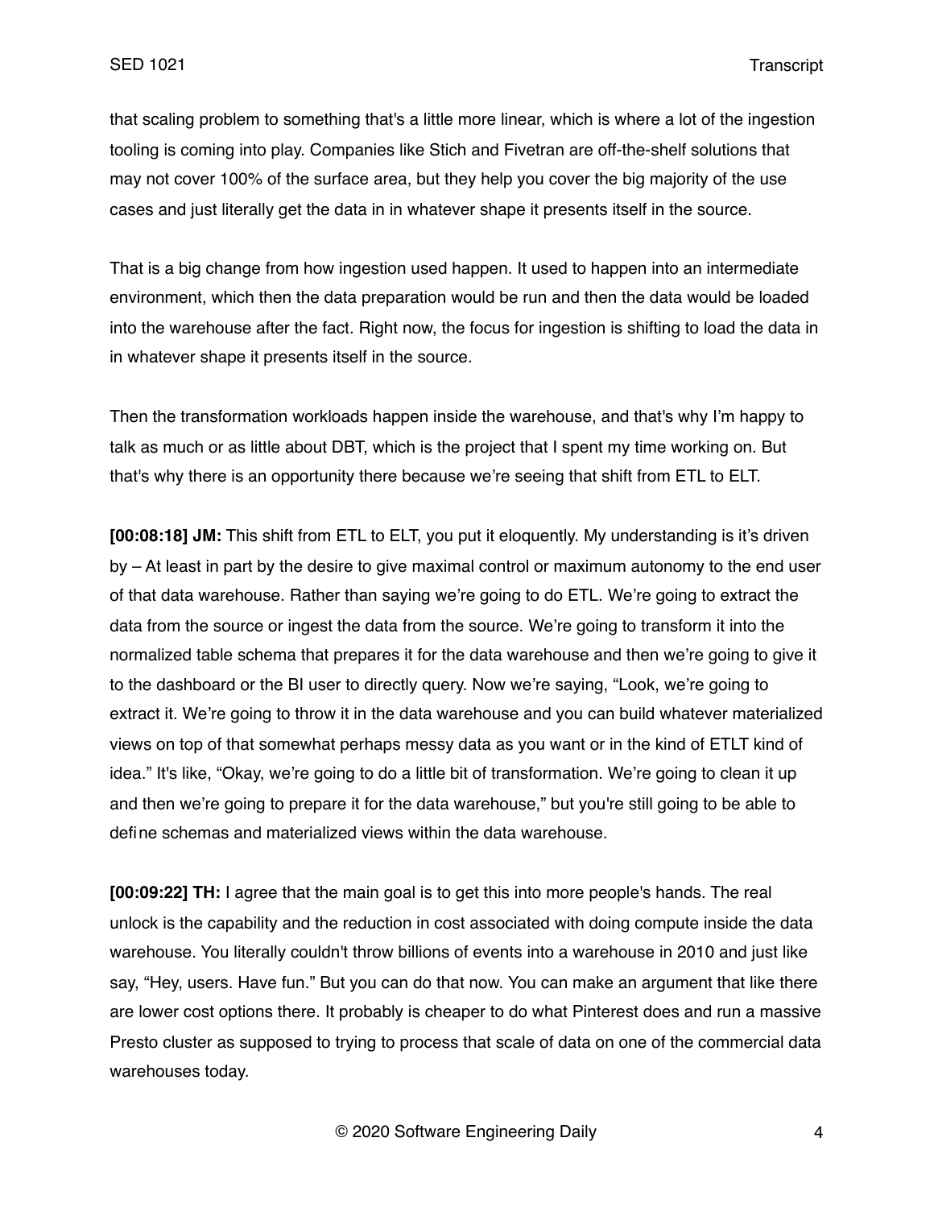that scaling problem to something that's a little more linear, which is where a lot of the ingestion tooling is coming into play. Companies like Stich and Fivetran are off-the-shelf solutions that may not cover 100% of the surface area, but they help you cover the big majority of the use cases and just literally get the data in in whatever shape it presents itself in the source.

That is a big change from how ingestion used happen. It used to happen into an intermediate environment, which then the data preparation would be run and then the data would be loaded into the warehouse after the fact. Right now, the focus for ingestion is shifting to load the data in in whatever shape it presents itself in the source.

Then the transformation workloads happen inside the warehouse, and that's why I'm happy to talk as much or as little about DBT, which is the project that I spent my time working on. But that's why there is an opportunity there because we're seeing that shift from ETL to ELT.

**[00:08:18] JM:** This shift from ETL to ELT, you put it eloquently. My understanding is it's driven by – At least in part by the desire to give maximal control or maximum autonomy to the end user of that data warehouse. Rather than saying we're going to do ETL. We're going to extract the data from the source or ingest the data from the source. We're going to transform it into the normalized table schema that prepares it for the data warehouse and then we're going to give it to the dashboard or the BI user to directly query. Now we're saying, "Look, we're going to extract it. We're going to throw it in the data warehouse and you can build whatever materialized views on top of that somewhat perhaps messy data as you want or in the kind of ETLT kind of idea." It's like, "Okay, we're going to do a little bit of transformation. We're going to clean it up and then we're going to prepare it for the data warehouse," but you're still going to be able to define schemas and materialized views within the data warehouse.

**[00:09:22] TH:** I agree that the main goal is to get this into more people's hands. The real unlock is the capability and the reduction in cost associated with doing compute inside the data warehouse. You literally couldn't throw billions of events into a warehouse in 2010 and just like say, "Hey, users. Have fun." But you can do that now. You can make an argument that like there are lower cost options there. It probably is cheaper to do what Pinterest does and run a massive Presto cluster as supposed to trying to process that scale of data on one of the commercial data warehouses today.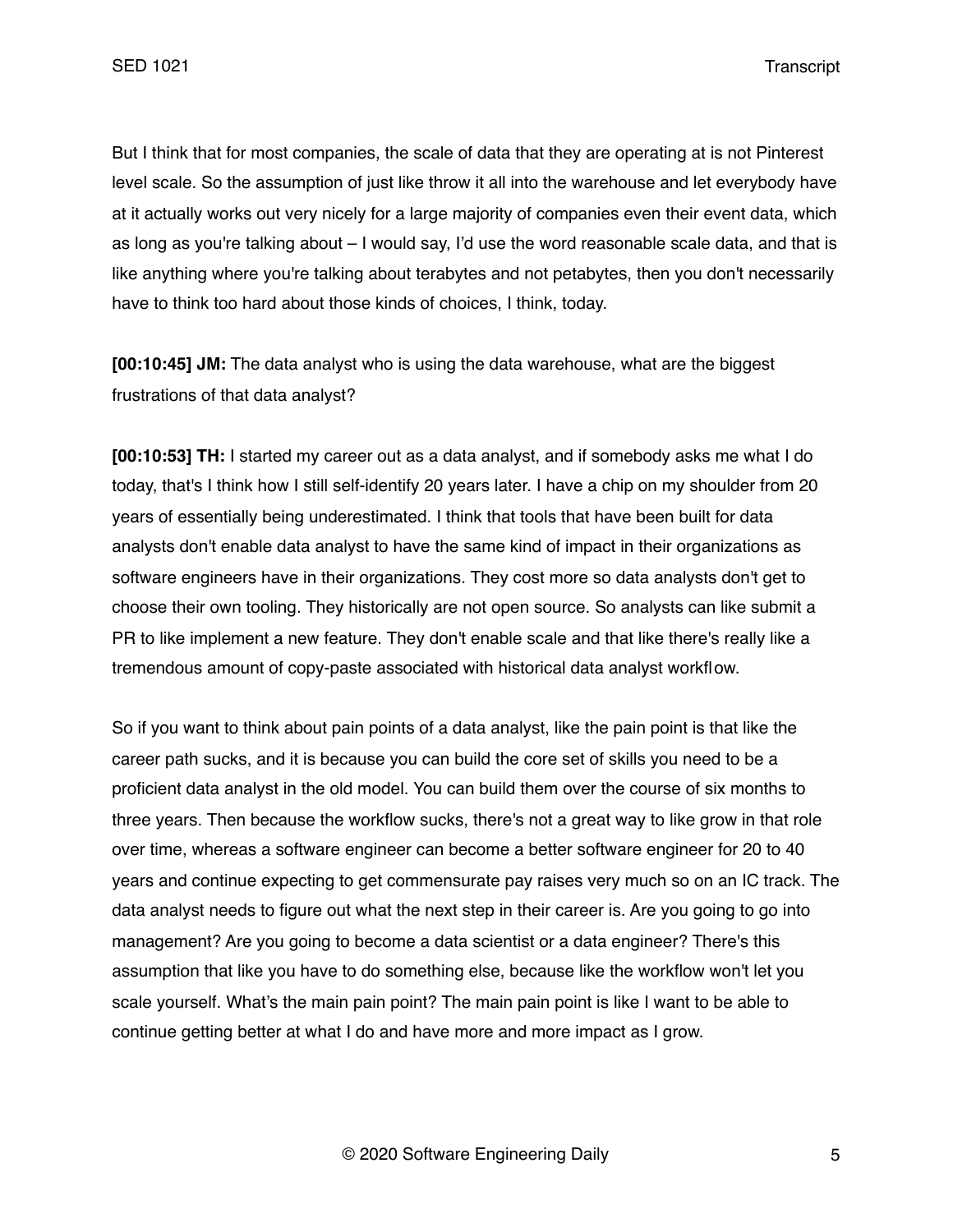But I think that for most companies, the scale of data that they are operating at is not Pinterest level scale. So the assumption of just like throw it all into the warehouse and let everybody have at it actually works out very nicely for a large majority of companies even their event data, which as long as you're talking about – I would say, I'd use the word reasonable scale data, and that is like anything where you're talking about terabytes and not petabytes, then you don't necessarily have to think too hard about those kinds of choices, I think, today.

**[00:10:45] JM:** The data analyst who is using the data warehouse, what are the biggest frustrations of that data analyst?

**[00:10:53] TH:** I started my career out as a data analyst, and if somebody asks me what I do today, that's I think how I still self-identify 20 years later. I have a chip on my shoulder from 20 years of essentially being underestimated. I think that tools that have been built for data analysts don't enable data analyst to have the same kind of impact in their organizations as software engineers have in their organizations. They cost more so data analysts don't get to choose their own tooling. They historically are not open source. So analysts can like submit a PR to like implement a new feature. They don't enable scale and that like there's really like a tremendous amount of copy-paste associated with historical data analyst workflow.

So if you want to think about pain points of a data analyst, like the pain point is that like the career path sucks, and it is because you can build the core set of skills you need to be a proficient data analyst in the old model. You can build them over the course of six months to three years. Then because the workflow sucks, there's not a great way to like grow in that role over time, whereas a software engineer can become a better software engineer for 20 to 40 years and continue expecting to get commensurate pay raises very much so on an IC track. The data analyst needs to figure out what the next step in their career is. Are you going to go into management? Are you going to become a data scientist or a data engineer? There's this assumption that like you have to do something else, because like the workflow won't let you scale yourself. What's the main pain point? The main pain point is like I want to be able to continue getting better at what I do and have more and more impact as I grow.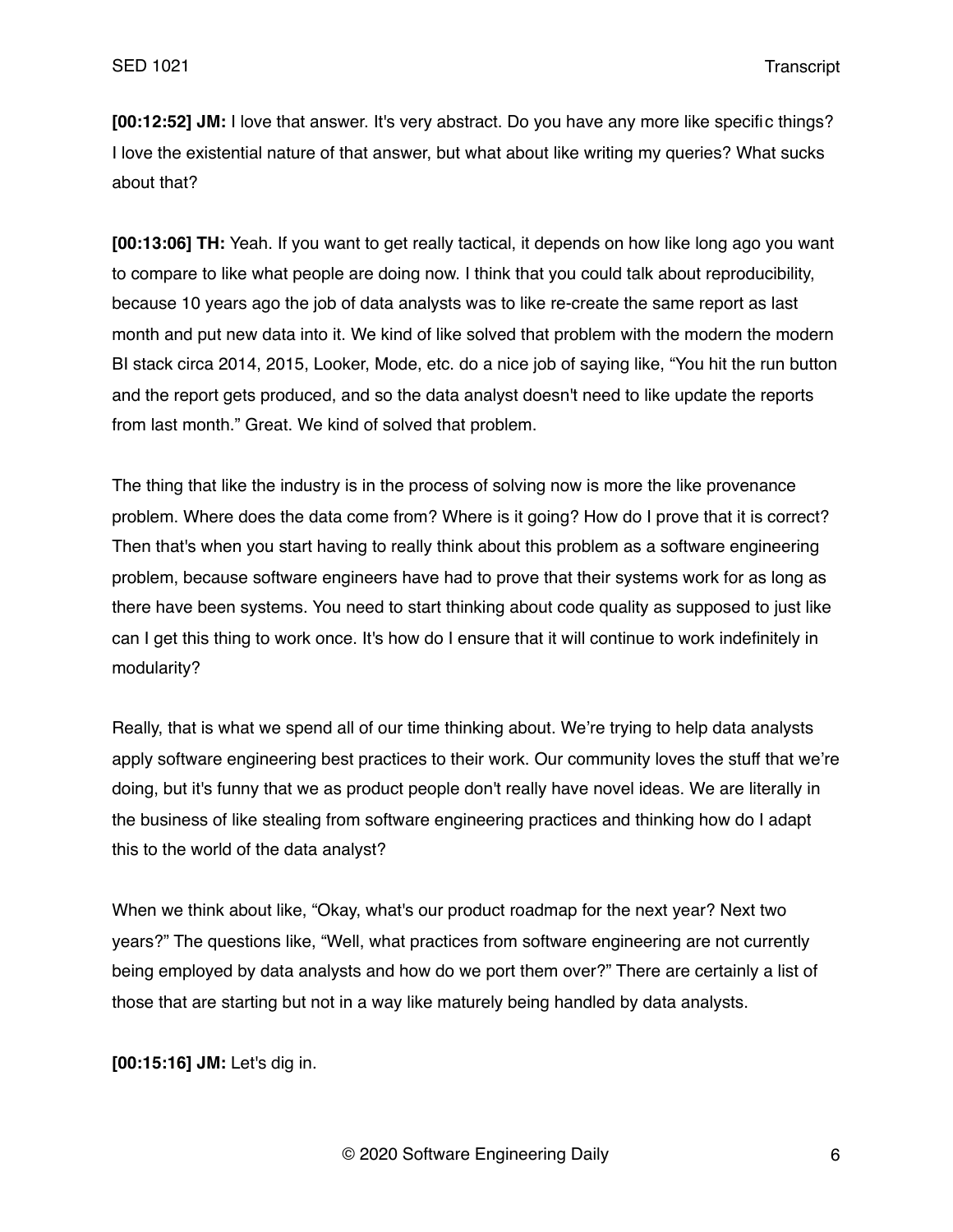**[00:12:52] JM:** I love that answer. It's very abstract. Do you have any more like specific things? I love the existential nature of that answer, but what about like writing my queries? What sucks about that?

**[00:13:06] TH:** Yeah. If you want to get really tactical, it depends on how like long ago you want to compare to like what people are doing now. I think that you could talk about reproducibility, because 10 years ago the job of data analysts was to like re-create the same report as last month and put new data into it. We kind of like solved that problem with the modern the modern BI stack circa 2014, 2015, Looker, Mode, etc. do a nice job of saying like, "You hit the run button and the report gets produced, and so the data analyst doesn't need to like update the reports from last month." Great. We kind of solved that problem.

The thing that like the industry is in the process of solving now is more the like provenance problem. Where does the data come from? Where is it going? How do I prove that it is correct? Then that's when you start having to really think about this problem as a software engineering problem, because software engineers have had to prove that their systems work for as long as there have been systems. You need to start thinking about code quality as supposed to just like can I get this thing to work once. It's how do I ensure that it will continue to work indefinitely in modularity?

Really, that is what we spend all of our time thinking about. We're trying to help data analysts apply software engineering best practices to their work. Our community loves the stuff that we're doing, but it's funny that we as product people don't really have novel ideas. We are literally in the business of like stealing from software engineering practices and thinking how do I adapt this to the world of the data analyst?

When we think about like, "Okay, what's our product roadmap for the next year? Next two years?" The questions like, "Well, what practices from software engineering are not currently being employed by data analysts and how do we port them over?" There are certainly a list of those that are starting but not in a way like maturely being handled by data analysts.

**[00:15:16] JM:** Let's dig in.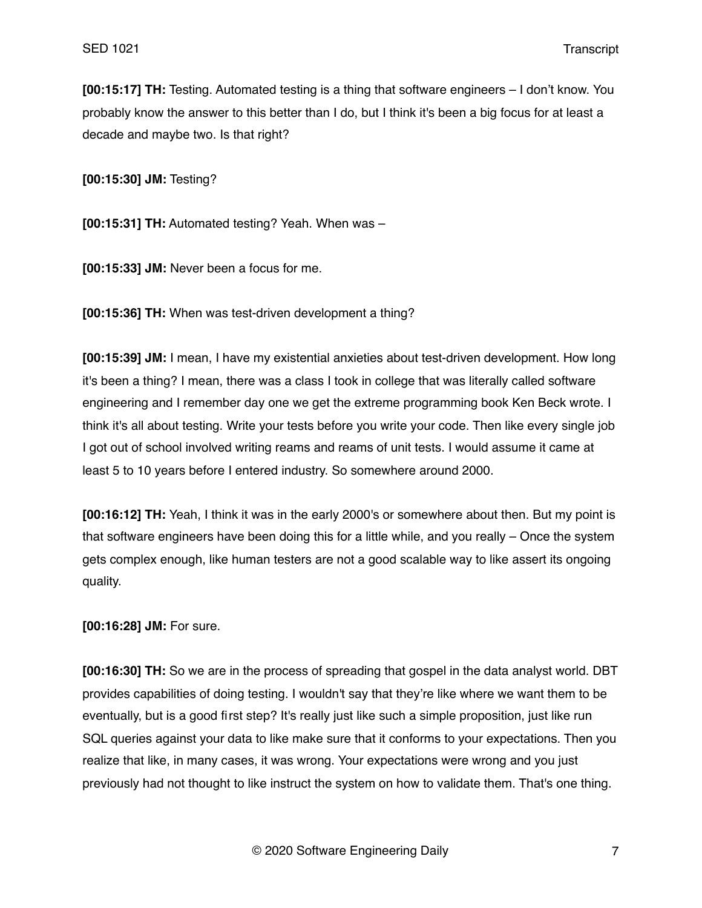**[00:15:17] TH:** Testing. Automated testing is a thing that software engineers – I don't know. You probably know the answer to this better than I do, but I think it's been a big focus for at least a decade and maybe two. Is that right?

**[00:15:30] JM:** Testing?

**[00:15:31] TH:** Automated testing? Yeah. When was –

**[00:15:33] JM:** Never been a focus for me.

**[00:15:36] TH:** When was test-driven development a thing?

**[00:15:39] JM:** I mean, I have my existential anxieties about test-driven development. How long it's been a thing? I mean, there was a class I took in college that was literally called software engineering and I remember day one we get the extreme programming book Ken Beck wrote. I think it's all about testing. Write your tests before you write your code. Then like every single job I got out of school involved writing reams and reams of unit tests. I would assume it came at least 5 to 10 years before I entered industry. So somewhere around 2000.

**[00:16:12] TH:** Yeah, I think it was in the early 2000's or somewhere about then. But my point is that software engineers have been doing this for a little while, and you really – Once the system gets complex enough, like human testers are not a good scalable way to like assert its ongoing quality.

**[00:16:28] JM:** For sure.

**[00:16:30] TH:** So we are in the process of spreading that gospel in the data analyst world. DBT provides capabilities of doing testing. I wouldn't say that they're like where we want them to be eventually, but is a good first step? It's really just like such a simple proposition, just like run SQL queries against your data to like make sure that it conforms to your expectations. Then you realize that like, in many cases, it was wrong. Your expectations were wrong and you just previously had not thought to like instruct the system on how to validate them. That's one thing.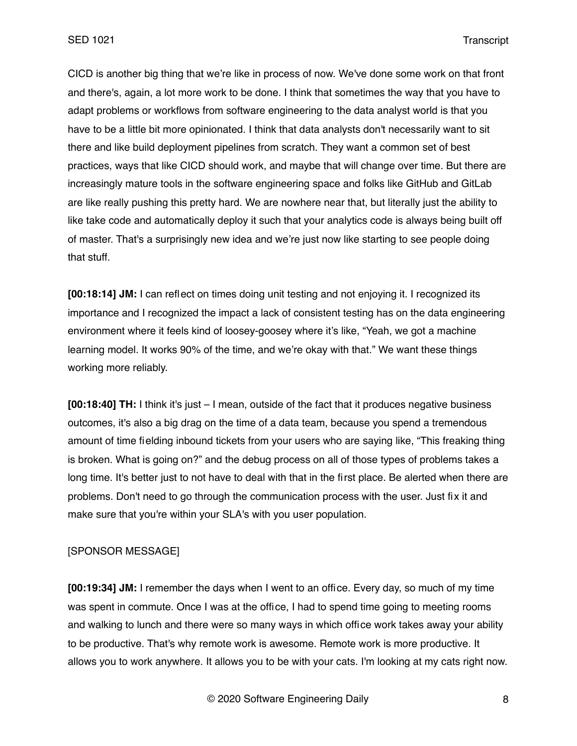CICD is another big thing that we're like in process of now. We've done some work on that front and there's, again, a lot more work to be done. I think that sometimes the way that you have to adapt problems or workflows from software engineering to the data analyst world is that you have to be a little bit more opinionated. I think that data analysts don't necessarily want to sit there and like build deployment pipelines from scratch. They want a common set of best practices, ways that like CICD should work, and maybe that will change over time. But there are increasingly mature tools in the software engineering space and folks like GitHub and GitLab are like really pushing this pretty hard. We are nowhere near that, but literally just the ability to like take code and automatically deploy it such that your analytics code is always being built off of master. That's a surprisingly new idea and we're just now like starting to see people doing that stuff.

**[00:18:14] JM:** I can reflect on times doing unit testing and not enjoying it. I recognized its importance and I recognized the impact a lack of consistent testing has on the data engineering environment where it feels kind of loosey-goosey where it's like, "Yeah, we got a machine learning model. It works 90% of the time, and we're okay with that." We want these things working more reliably.

**[00:18:40] TH:** I think it's just – I mean, outside of the fact that it produces negative business outcomes, it's also a big drag on the time of a data team, because you spend a tremendous amount of time fielding inbound tickets from your users who are saying like, "This freaking thing is broken. What is going on?" and the debug process on all of those types of problems takes a long time. It's better just to not have to deal with that in the first place. Be alerted when there are problems. Don't need to go through the communication process with the user. Just fix it and make sure that you're within your SLA's with you user population.

[SPONSOR MESSAGE]

**[00:19:34] JM:** I remember the days when I went to an office. Every day, so much of my time was spent in commute. Once I was at the office, I had to spend time going to meeting rooms and walking to lunch and there were so many ways in which office work takes away your ability to be productive. That's why remote work is awesome. Remote work is more productive. It allows you to work anywhere. It allows you to be with your cats. I'm looking at my cats right now.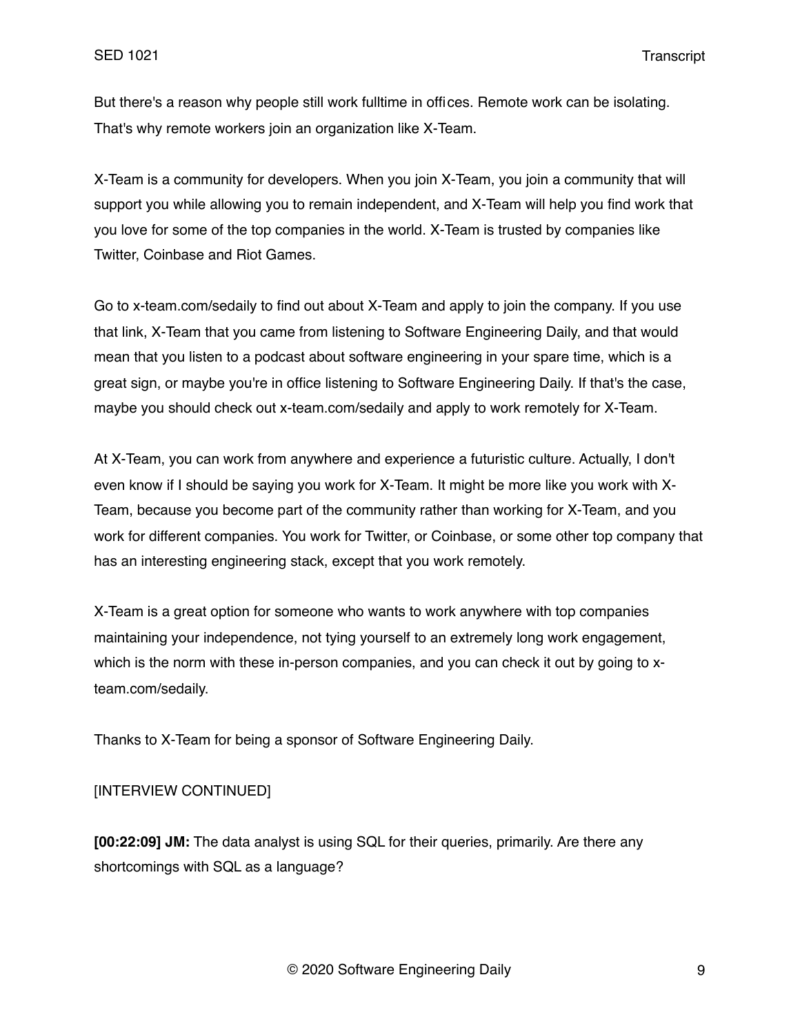But there's a reason why people still work fulltime in offices. Remote work can be isolating. That's why remote workers join an organization like X-Team.

X-Team is a community for developers. When you join X-Team, you join a community that will support you while allowing you to remain independent, and X-Team will help you find work that you love for some of the top companies in the world. X-Team is trusted by companies like Twitter, Coinbase and Riot Games.

Go to x-team.com/sedaily to find out about X-Team and apply to join the company. If you use that link, X-Team that you came from listening to Software Engineering Daily, and that would mean that you listen to a podcast about software engineering in your spare time, which is a great sign, or maybe you're in office listening to Software Engineering Daily. If that's the case, maybe you should check out x-team.com/sedaily and apply to work remotely for X-Team.

At X-Team, you can work from anywhere and experience a futuristic culture. Actually, I don't even know if I should be saying you work for X-Team. It might be more like you work with X-Team, because you become part of the community rather than working for X-Team, and you work for different companies. You work for Twitter, or Coinbase, or some other top company that has an interesting engineering stack, except that you work remotely.

X-Team is a great option for someone who wants to work anywhere with top companies maintaining your independence, not tying yourself to an extremely long work engagement, which is the norm with these in-person companies, and you can check it out by going to x-team.com/sedaily.

Thanks to X-Team for being a sponsor of Software Engineering Daily.

[INTERVIEW CONTINUED]

**[00:22:09] JM:** The data analyst is using SQL for their queries, primarily. Are there any shortcomings with SQL as a language?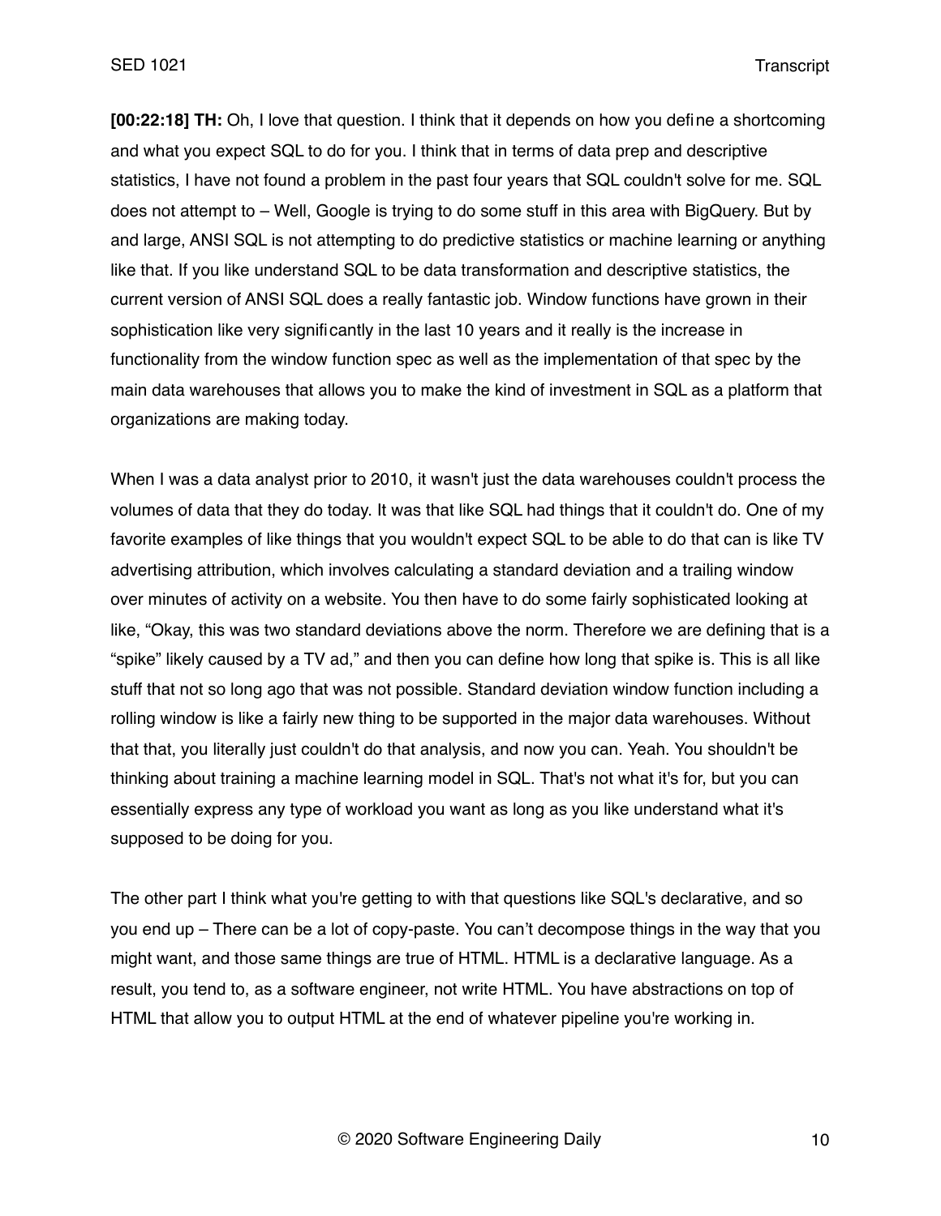**[00:22:18] TH:** Oh, I love that question. I think that it depends on how you define a shortcoming and what you expect SQL to do for you. I think that in terms of data prep and descriptive statistics, I have not found a problem in the past four years that SQL couldn't solve for me. SQL does not attempt to – Well, Google is trying to do some stuff in this area with BigQuery. But by and large, ANSI SQL is not attempting to do predictive statistics or machine learning or anything like that. If you like understand SQL to be data transformation and descriptive statistics, the current version of ANSI SQL does a really fantastic job. Window functions have grown in their sophistication like very significantly in the last 10 years and it really is the increase in functionality from the window function spec as well as the implementation of that spec by the main data warehouses that allows you to make the kind of investment in SQL as a platform that organizations are making today.

When I was a data analyst prior to 2010, it wasn't just the data warehouses couldn't process the volumes of data that they do today. It was that like SQL had things that it couldn't do. One of my favorite examples of like things that you wouldn't expect SQL to be able to do that can is like TV advertising attribution, which involves calculating a standard deviation and a trailing window over minutes of activity on a website. You then have to do some fairly sophisticated looking at like, "Okay, this was two standard deviations above the norm. Therefore we are defining that is a "spike" likely caused by a TV ad," and then you can define how long that spike is. This is all like stuff that not so long ago that was not possible. Standard deviation window function including a rolling window is like a fairly new thing to be supported in the major data warehouses. Without that that, you literally just couldn't do that analysis, and now you can. Yeah. You shouldn't be thinking about training a machine learning model in SQL. That's not what it's for, but you can essentially express any type of workload you want as long as you like understand what it's supposed to be doing for you.

The other part I think what you're getting to with that questions like SQL's declarative, and so you end up – There can be a lot of copy-paste. You can't decompose things in the way that you might want, and those same things are true of HTML. HTML is a declarative language. As a result, you tend to, as a software engineer, not write HTML. You have abstractions on top of HTML that allow you to output HTML at the end of whatever pipeline you're working in.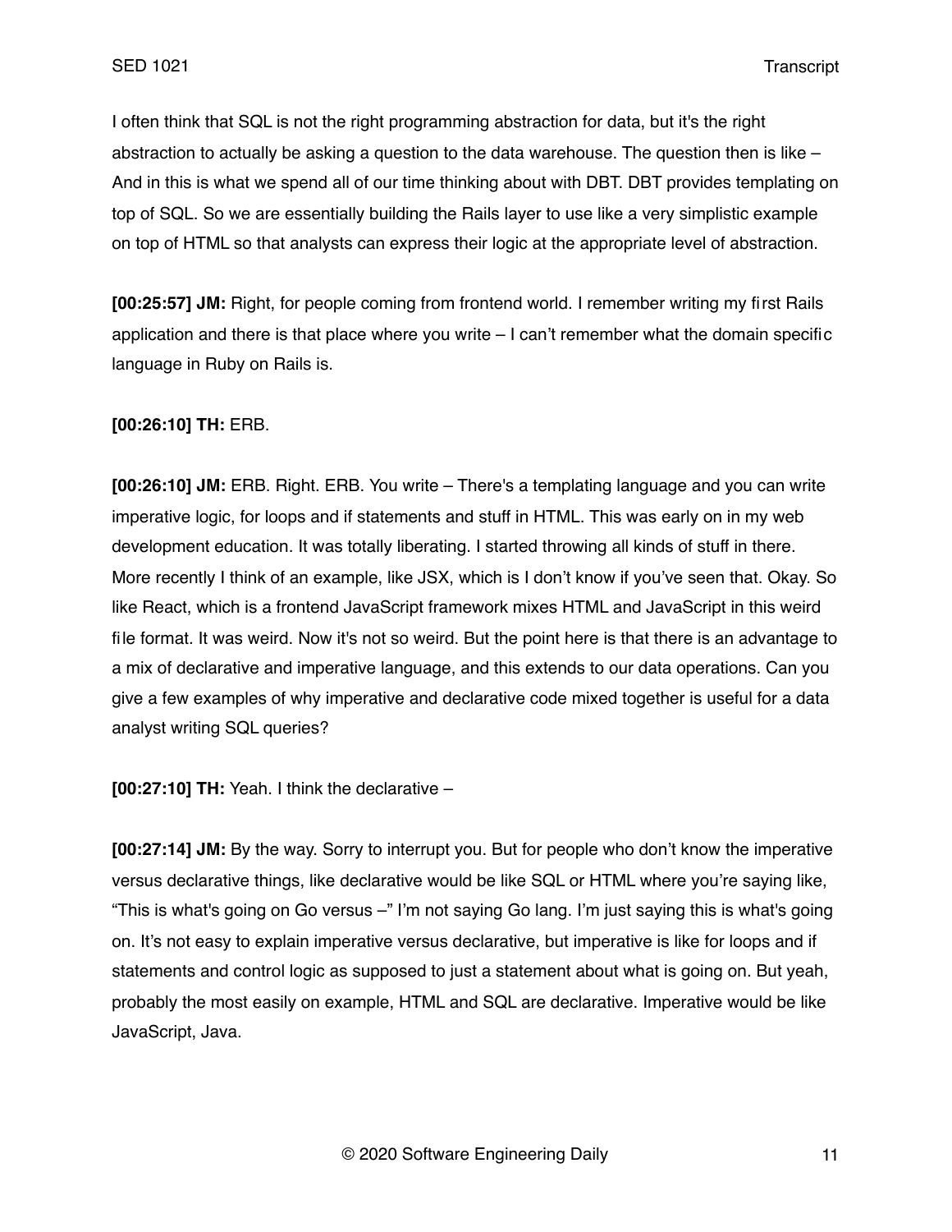I often think that SQL is not the right programming abstraction for data, but it's the right abstraction to actually be asking a question to the data warehouse. The question then is like – And in this is what we spend all of our time thinking about with DBT. DBT provides templating on top of SQL. So we are essentially building the Rails layer to use like a very simplistic example on top of HTML so that analysts can express their logic at the appropriate level of abstraction.

**[00:25:57] JM:** Right, for people coming from frontend world. I remember writing my first Rails application and there is that place where you write – I can't remember what the domain specific language in Ruby on Rails is.

**[00:26:10] TH:** ERB.

**[00:26:10] JM:** ERB. Right. ERB. You write – There's a templating language and you can write imperative logic, for loops and if statements and stuff in HTML. This was early on in my web development education. It was totally liberating. I started throwing all kinds of stuff in there. More recently I think of an example, like JSX, which is I don't know if you've seen that. Okay. So like React, which is a frontend JavaScript framework mixes HTML and JavaScript in this weird file format. It was weird. Now it's not so weird. But the point here is that there is an advantage to a mix of declarative and imperative language, and this extends to our data operations. Can you give a few examples of why imperative and declarative code mixed together is useful for a data analyst writing SQL queries?

**[00:27:10] TH:** Yeah. I think the declarative –

**[00:27:14] JM:** By the way. Sorry to interrupt you. But for people who don't know the imperative versus declarative things, like declarative would be like SQL or HTML where you're saying like, "This is what's going on Go versus –" I'm not saying Go lang. I'm just saying this is what's going on. It's not easy to explain imperative versus declarative, but imperative is like for loops and if statements and control logic as supposed to just a statement about what is going on. But yeah, probably the most easily on example, HTML and SQL are declarative. Imperative would be like JavaScript, Java.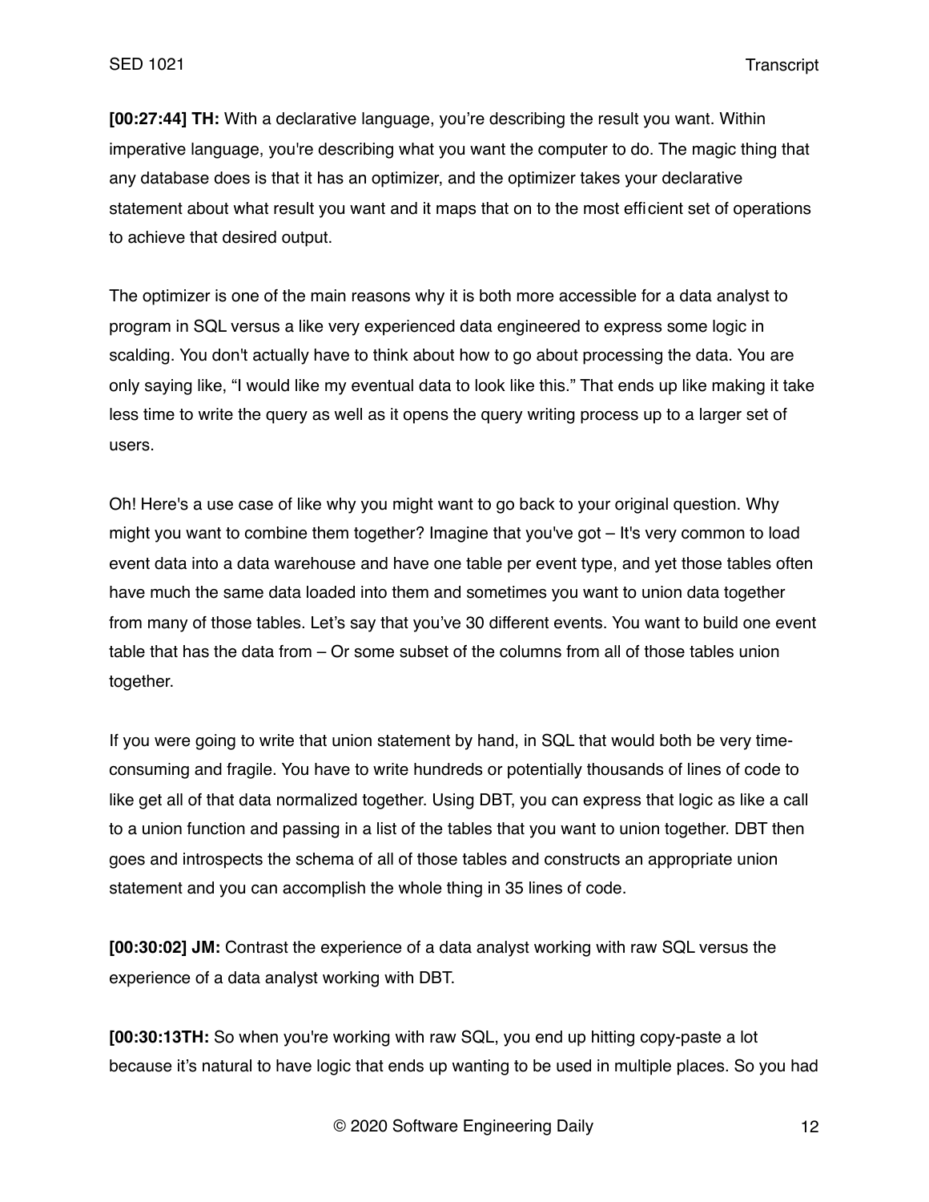**[00:27:44] TH:** With a declarative language, you're describing the result you want. Within imperative language, you're describing what you want the computer to do. The magic thing that any database does is that it has an optimizer, and the optimizer takes your declarative statement about what result you want and it maps that on to the most efficient set of operations to achieve that desired output.

The optimizer is one of the main reasons why it is both more accessible for a data analyst to program in SQL versus a like very experienced data engineered to express some logic in scalding. You don't actually have to think about how to go about processing the data. You are only saying like, "I would like my eventual data to look like this." That ends up like making it take less time to write the query as well as it opens the query writing process up to a larger set of users.

Oh! Here's a use case of like why you might want to go back to your original question. Why might you want to combine them together? Imagine that you've got – It's very common to load event data into a data warehouse and have one table per event type, and yet those tables often have much the same data loaded into them and sometimes you want to union data together from many of those tables. Let's say that you've 30 different events. You want to build one event table that has the data from – Or some subset of the columns from all of those tables union together.

If you were going to write that union statement by hand, in SQL that would both be very time-consuming and fragile. You have to write hundreds or potentially thousands of lines of code to like get all of that data normalized together. Using DBT, you can express that logic as like a call to a union function and passing in a list of the tables that you want to union together. DBT then goes and introspects the schema of all of those tables and constructs an appropriate union statement and you can accomplish the whole thing in 35 lines of code.

**[00:30:02] JM:** Contrast the experience of a data analyst working with raw SQL versus the experience of a data analyst working with DBT.

**[00:30:13TH:** So when you're working with raw SQL, you end up hitting copy-paste a lot because it's natural to have logic that ends up wanting to be used in multiple places. So you had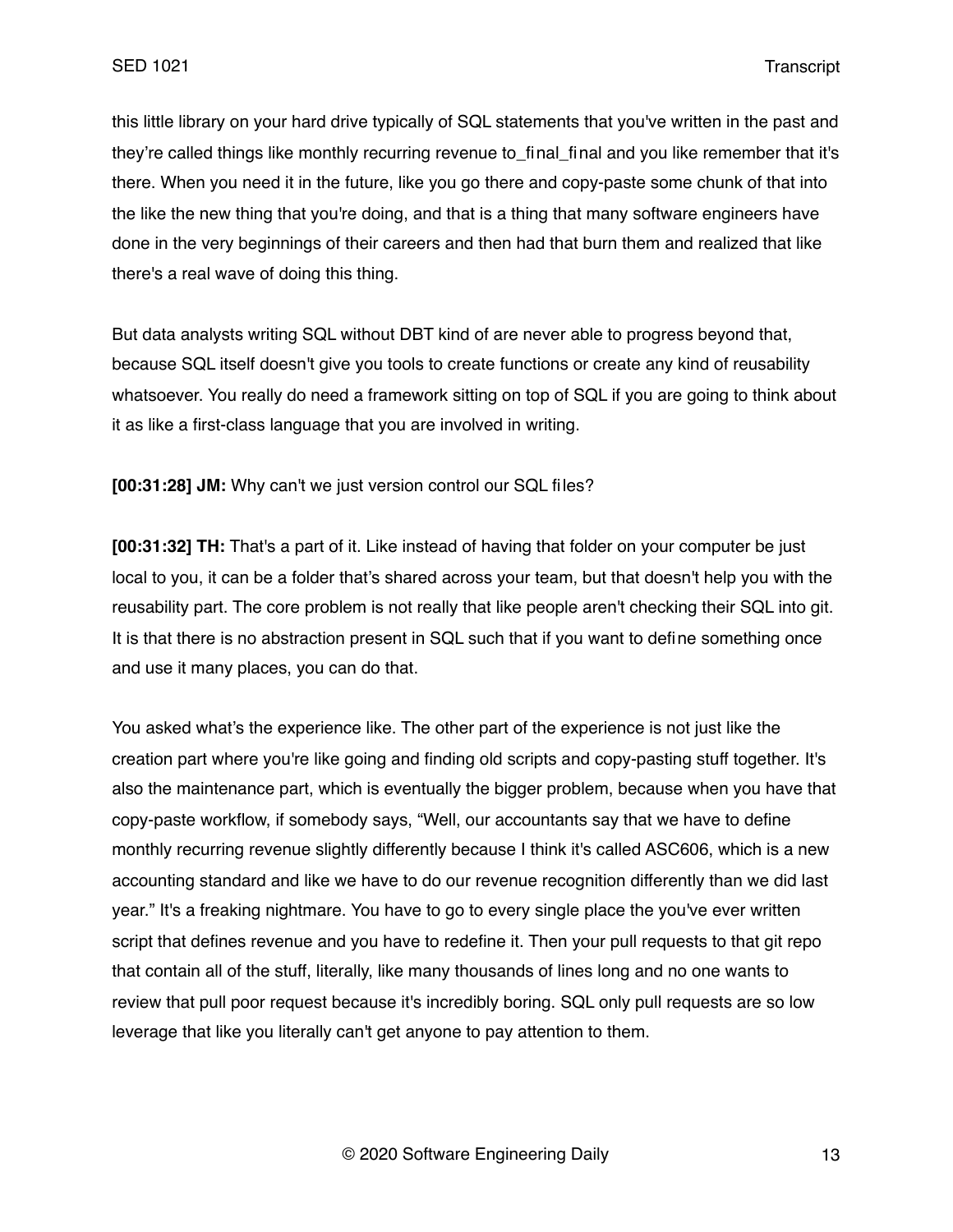this little library on your hard drive typically of SQL statements that you've written in the past and they're called things like monthly recurring revenue to_final_final and you like remember that it's there. When you need it in the future, like you go there and copy-paste some chunk of that into the like the new thing that you're doing, and that is a thing that many software engineers have done in the very beginnings of their careers and then had that burn them and realized that like there's a real wave of doing this thing.

But data analysts writing SQL without DBT kind of are never able to progress beyond that, because SQL itself doesn't give you tools to create functions or create any kind of reusability whatsoever. You really do need a framework sitting on top of SQL if you are going to think about it as like a first-class language that you are involved in writing.

**[00:31:28] JM:** Why can't we just version control our SQL files?

**[00:31:32] TH:** That's a part of it. Like instead of having that folder on your computer be just local to you, it can be a folder that's shared across your team, but that doesn't help you with the reusability part. The core problem is not really that like people aren't checking their SQL into git. It is that there is no abstraction present in SQL such that if you want to define something once and use it many places, you can do that.

You asked what's the experience like. The other part of the experience is not just like the creation part where you're like going and finding old scripts and copy-pasting stuff together. It's also the maintenance part, which is eventually the bigger problem, because when you have that copy-paste workflow, if somebody says, "Well, our accountants say that we have to define monthly recurring revenue slightly differently because I think it's called ASC606, which is a new accounting standard and like we have to do our revenue recognition differently than we did last year." It's a freaking nightmare. You have to go to every single place the you've ever written script that defines revenue and you have to redefine it. Then your pull requests to that git repo that contain all of the stuff, literally, like many thousands of lines long and no one wants to review that pull poor request because it's incredibly boring. SQL only pull requests are so low leverage that like you literally can't get anyone to pay attention to them.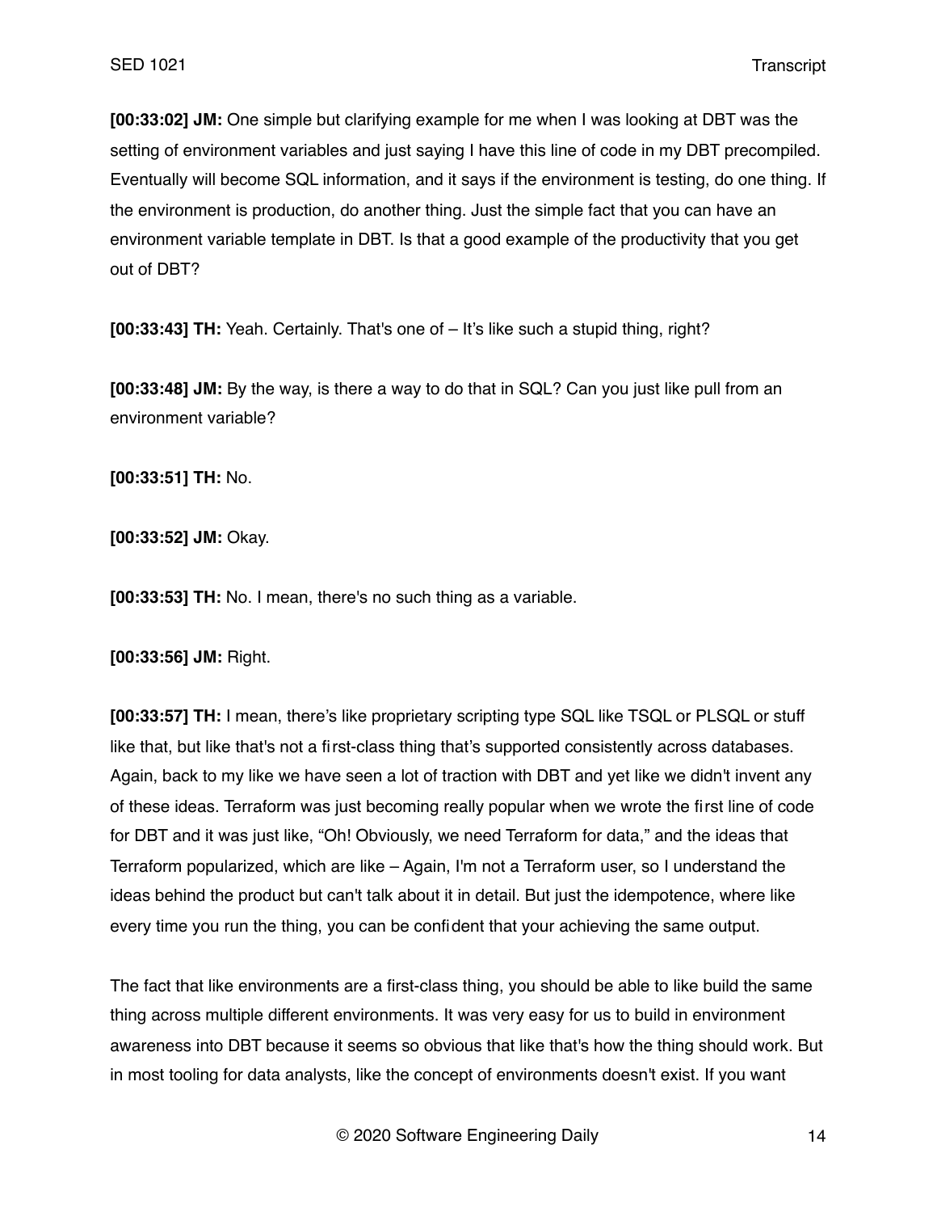**[00:33:02] JM:** One simple but clarifying example for me when I was looking at DBT was the setting of environment variables and just saying I have this line of code in my DBT precompiled. Eventually will become SQL information, and it says if the environment is testing, do one thing. If the environment is production, do another thing. Just the simple fact that you can have an environment variable template in DBT. Is that a good example of the productivity that you get out of DBT?

**[00:33:43] TH:** Yeah. Certainly. That's one of – It's like such a stupid thing, right?

**[00:33:48] JM:** By the way, is there a way to do that in SQL? Can you just like pull from an environment variable?

**[00:33:51] TH:** No.

**[00:33:52] JM:** Okay.

**[00:33:53] TH:** No. I mean, there's no such thing as a variable.

**[00:33:56] JM:** Right.

**[00:33:57] TH:** I mean, there's like proprietary scripting type SQL like TSQL or PLSQL or stuff like that, but like that's not a first-class thing that's supported consistently across databases. Again, back to my like we have seen a lot of traction with DBT and yet like we didn't invent any of these ideas. Terraform was just becoming really popular when we wrote the first line of code for DBT and it was just like, "Oh! Obviously, we need Terraform for data," and the ideas that Terraform popularized, which are like – Again, I'm not a Terraform user, so I understand the ideas behind the product but can't talk about it in detail. But just the idempotence, where like every time you run the thing, you can be confident that your achieving the same output.

The fact that like environments are a first-class thing, you should be able to like build the same thing across multiple different environments. It was very easy for us to build in environment awareness into DBT because it seems so obvious that like that's how the thing should work. But in most tooling for data analysts, like the concept of environments doesn't exist. If you want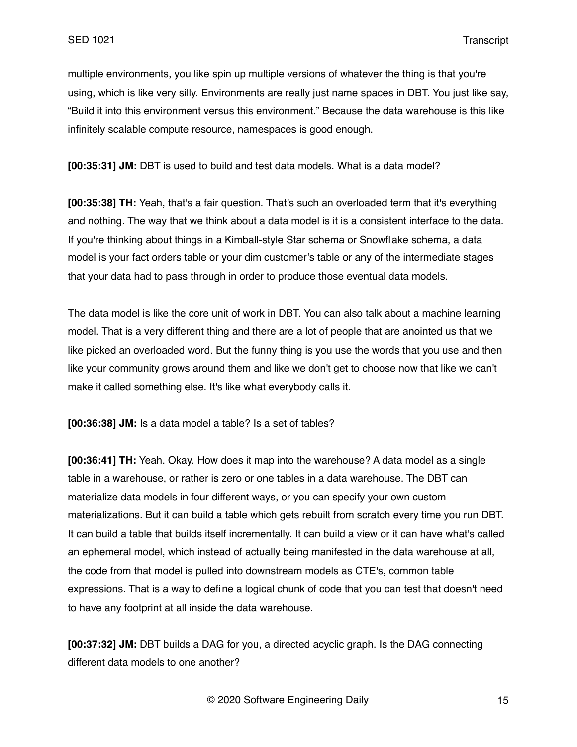multiple environments, you like spin up multiple versions of whatever the thing is that you're using, which is like very silly. Environments are really just name spaces in DBT. You just like say, “Build it into this environment versus this environment.” Because the data warehouse is this like infinitely scalable compute resource, namespaces is good enough.

**[00:35:31] JM:** DBT is used to build and test data models. What is a data model?

**[00:35:38] TH:** Yeah, that's a fair question. That’s such an overloaded term that it's everything and nothing. The way that we think about a data model is it is a consistent interface to the data. If you're thinking about things in a Kimball-style Star schema or Snowflake schema, a data model is your fact orders table or your dim customer’s table or any of the intermediate stages that your data had to pass through in order to produce those eventual data models.

The data model is like the core unit of work in DBT. You can also talk about a machine learning model. That is a very different thing and there are a lot of people that are anointed us that we like picked an overloaded word. But the funny thing is you use the words that you use and then like your community grows around them and like we don't get to choose now that like we can't make it called something else. It's like what everybody calls it.

**[00:36:38] JM:** Is a data model a table? Is a set of tables?

**[00:36:41] TH:** Yeah. Okay. How does it map into the warehouse? A data model as a single table in a warehouse, or rather is zero or one tables in a data warehouse. The DBT can materialize data models in four different ways, or you can specify your own custom materializations. But it can build a table which gets rebuilt from scratch every time you run DBT. It can build a table that builds itself incrementally. It can build a view or it can have what's called an ephemeral model, which instead of actually being manifested in the data warehouse at all, the code from that model is pulled into downstream models as CTE's, common table expressions. That is a way to define a logical chunk of code that you can test that doesn't need to have any footprint at all inside the data warehouse.

**[00:37:32] JM:** DBT builds a DAG for you, a directed acyclic graph. Is the DAG connecting different data models to one another?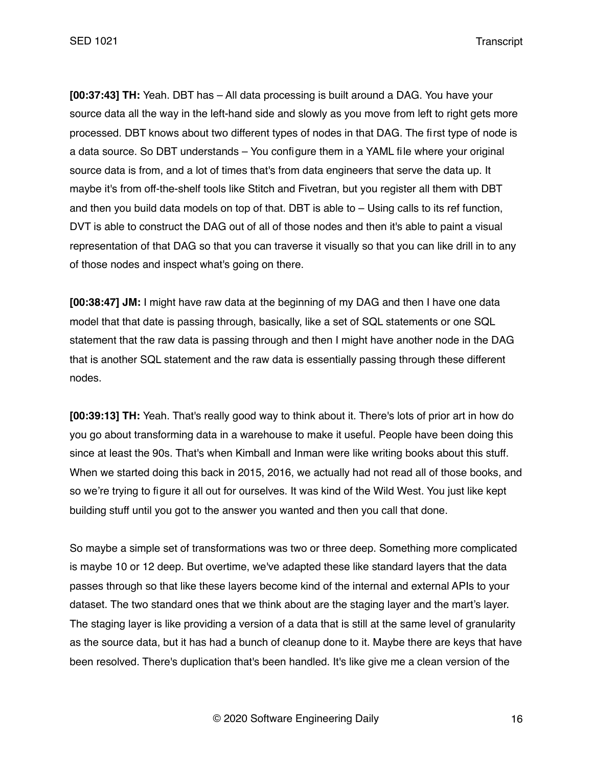**[00:37:43] TH:** Yeah. DBT has – All data processing is built around a DAG. You have your source data all the way in the left-hand side and slowly as you move from left to right gets more processed. DBT knows about two different types of nodes in that DAG. The first type of node is a data source. So DBT understands – You configure them in a YAML file where your original source data is from, and a lot of times that's from data engineers that serve the data up. It maybe it's from off-the-shelf tools like Stitch and Fivetran, but you register all them with DBT and then you build data models on top of that. DBT is able to – Using calls to its ref function, DVT is able to construct the DAG out of all of those nodes and then it's able to paint a visual representation of that DAG so that you can traverse it visually so that you can like drill in to any of those nodes and inspect what's going on there.

**[00:38:47] JM:** I might have raw data at the beginning of my DAG and then I have one data model that that date is passing through, basically, like a set of SQL statements or one SQL statement that the raw data is passing through and then I might have another node in the DAG that is another SQL statement and the raw data is essentially passing through these different nodes.

**[00:39:13] TH:** Yeah. That's really good way to think about it. There's lots of prior art in how do you go about transforming data in a warehouse to make it useful. People have been doing this since at least the 90s. That's when Kimball and Inman were like writing books about this stuff. When we started doing this back in 2015, 2016, we actually had not read all of those books, and so we're trying to figure it all out for ourselves. It was kind of the Wild West. You just like kept building stuff until you got to the answer you wanted and then you call that done.

So maybe a simple set of transformations was two or three deep. Something more complicated is maybe 10 or 12 deep. But overtime, we've adapted these like standard layers that the data passes through so that like these layers become kind of the internal and external APIs to your dataset. The two standard ones that we think about are the staging layer and the mart's layer. The staging layer is like providing a version of a data that is still at the same level of granularity as the source data, but it has had a bunch of cleanup done to it. Maybe there are keys that have been resolved. There's duplication that's been handled. It's like give me a clean version of the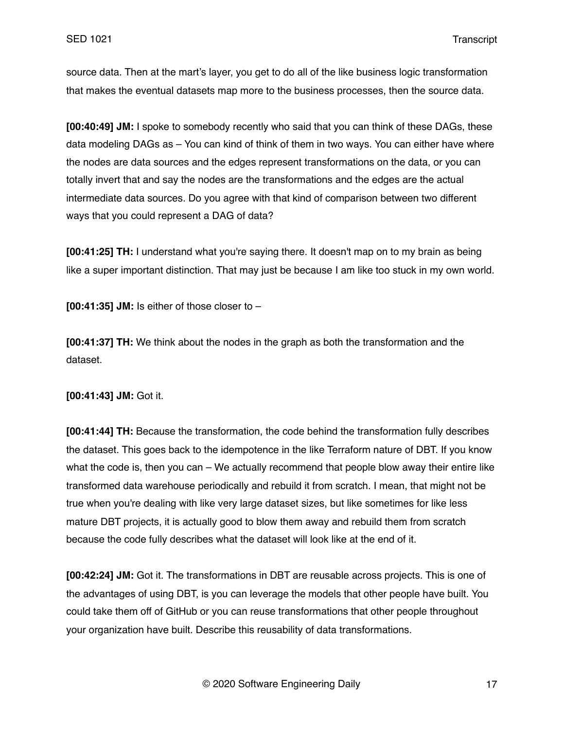source data. Then at the mart's layer, you get to do all of the like business logic transformation that makes the eventual datasets map more to the business processes, then the source data.

**[00:40:49] JM:** I spoke to somebody recently who said that you can think of these DAGs, these data modeling DAGs as – You can kind of think of them in two ways. You can either have where the nodes are data sources and the edges represent transformations on the data, or you can totally invert that and say the nodes are the transformations and the edges are the actual intermediate data sources. Do you agree with that kind of comparison between two different ways that you could represent a DAG of data?

**[00:41:25] TH:** I understand what you're saying there. It doesn't map on to my brain as being like a super important distinction. That may just be because I am like too stuck in my own world.

**[00:41:35] JM:** Is either of those closer to –

**[00:41:37] TH:** We think about the nodes in the graph as both the transformation and the dataset.

**[00:41:43] JM:** Got it.

**[00:41:44] TH:** Because the transformation, the code behind the transformation fully describes the dataset. This goes back to the idempotence in the like Terraform nature of DBT. If you know what the code is, then you can – We actually recommend that people blow away their entire like transformed data warehouse periodically and rebuild it from scratch. I mean, that might not be true when you're dealing with like very large dataset sizes, but like sometimes for like less mature DBT projects, it is actually good to blow them away and rebuild them from scratch because the code fully describes what the dataset will look like at the end of it.

**[00:42:24] JM:** Got it. The transformations in DBT are reusable across projects. This is one of the advantages of using DBT, is you can leverage the models that other people have built. You could take them off of GitHub or you can reuse transformations that other people throughout your organization have built. Describe this reusability of data transformations.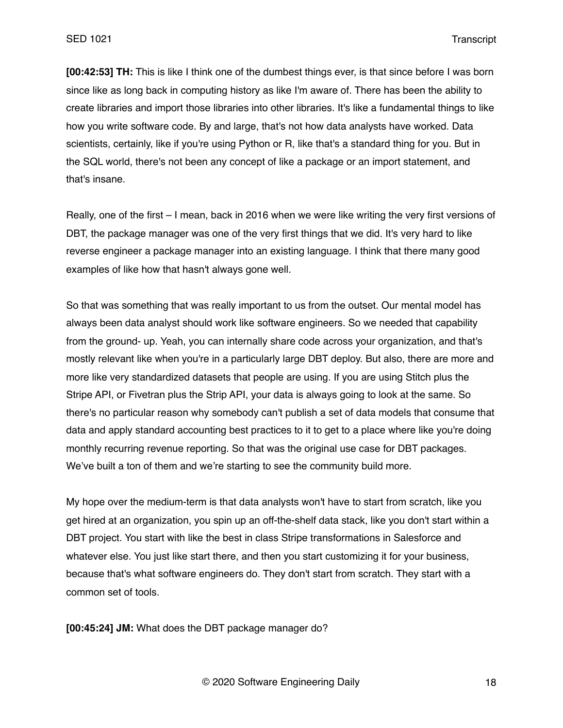**[00:42:53] TH:** This is like I think one of the dumbest things ever, is that since before I was born since like as long back in computing history as like I'm aware of. There has been the ability to create libraries and import those libraries into other libraries. It's like a fundamental things to like how you write software code. By and large, that's not how data analysts have worked. Data scientists, certainly, like if you're using Python or R, like that's a standard thing for you. But in the SQL world, there's not been any concept of like a package or an import statement, and that's insane.

Really, one of the first – I mean, back in 2016 when we were like writing the very first versions of DBT, the package manager was one of the very first things that we did. It's very hard to like reverse engineer a package manager into an existing language. I think that there many good examples of like how that hasn't always gone well.

So that was something that was really important to us from the outset. Our mental model has always been data analyst should work like software engineers. So we needed that capability from the ground- up. Yeah, you can internally share code across your organization, and that's mostly relevant like when you're in a particularly large DBT deploy. But also, there are more and more like very standardized datasets that people are using. If you are using Stitch plus the Stripe API, or Fivetran plus the Strip API, your data is always going to look at the same. So there's no particular reason why somebody can't publish a set of data models that consume that data and apply standard accounting best practices to it to get to a place where like you're doing monthly recurring revenue reporting. So that was the original use case for DBT packages. We've built a ton of them and we're starting to see the community build more.

My hope over the medium-term is that data analysts won't have to start from scratch, like you get hired at an organization, you spin up an off-the-shelf data stack, like you don't start within a DBT project. You start with like the best in class Stripe transformations in Salesforce and whatever else. You just like start there, and then you start customizing it for your business, because that's what software engineers do. They don't start from scratch. They start with a common set of tools.

**[00:45:24] JM:** What does the DBT package manager do?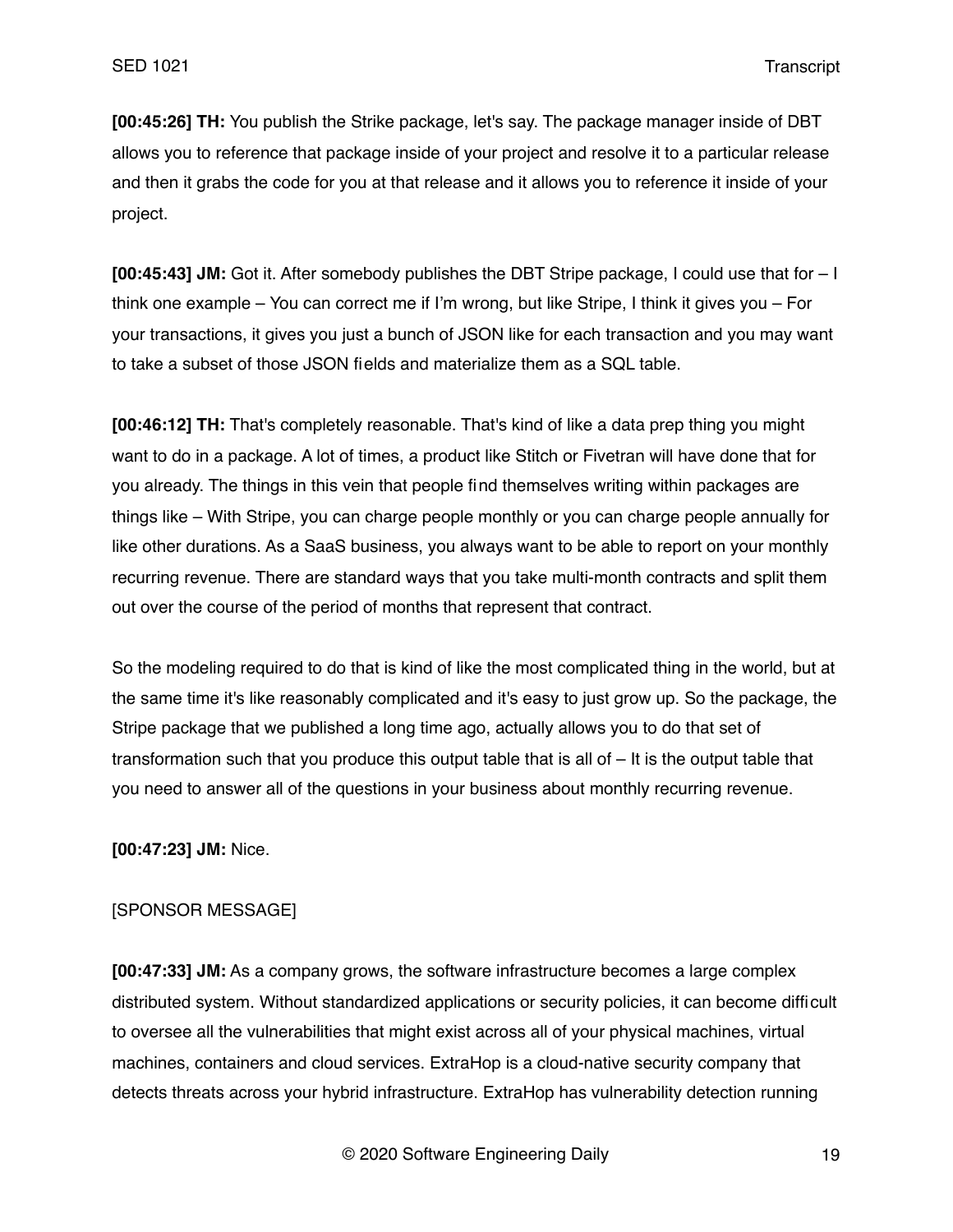**[00:45:26] TH:** You publish the Strike package, let's say. The package manager inside of DBT allows you to reference that package inside of your project and resolve it to a particular release and then it grabs the code for you at that release and it allows you to reference it inside of your project.

**[00:45:43] JM:** Got it. After somebody publishes the DBT Stripe package, I could use that for – I think one example – You can correct me if I'm wrong, but like Stripe, I think it gives you – For your transactions, it gives you just a bunch of JSON like for each transaction and you may want to take a subset of those JSON fields and materialize them as a SQL table.

**[00:46:12] TH:** That's completely reasonable. That's kind of like a data prep thing you might want to do in a package. A lot of times, a product like Stitch or Fivetran will have done that for you already. The things in this vein that people find themselves writing within packages are things like – With Stripe, you can charge people monthly or you can charge people annually for like other durations. As a SaaS business, you always want to be able to report on your monthly recurring revenue. There are standard ways that you take multi-month contracts and split them out over the course of the period of months that represent that contract.

So the modeling required to do that is kind of like the most complicated thing in the world, but at the same time it's like reasonably complicated and it's easy to just grow up. So the package, the Stripe package that we published a long time ago, actually allows you to do that set of transformation such that you produce this output table that is all of – It is the output table that you need to answer all of the questions in your business about monthly recurring revenue.

**[00:47:23] JM:** Nice.

[SPONSOR MESSAGE]

**[00:47:33] JM:** As a company grows, the software infrastructure becomes a large complex distributed system. Without standardized applications or security policies, it can become difficult to oversee all the vulnerabilities that might exist across all of your physical machines, virtual machines, containers and cloud services. ExtraHop is a cloud-native security company that detects threats across your hybrid infrastructure. ExtraHop has vulnerability detection running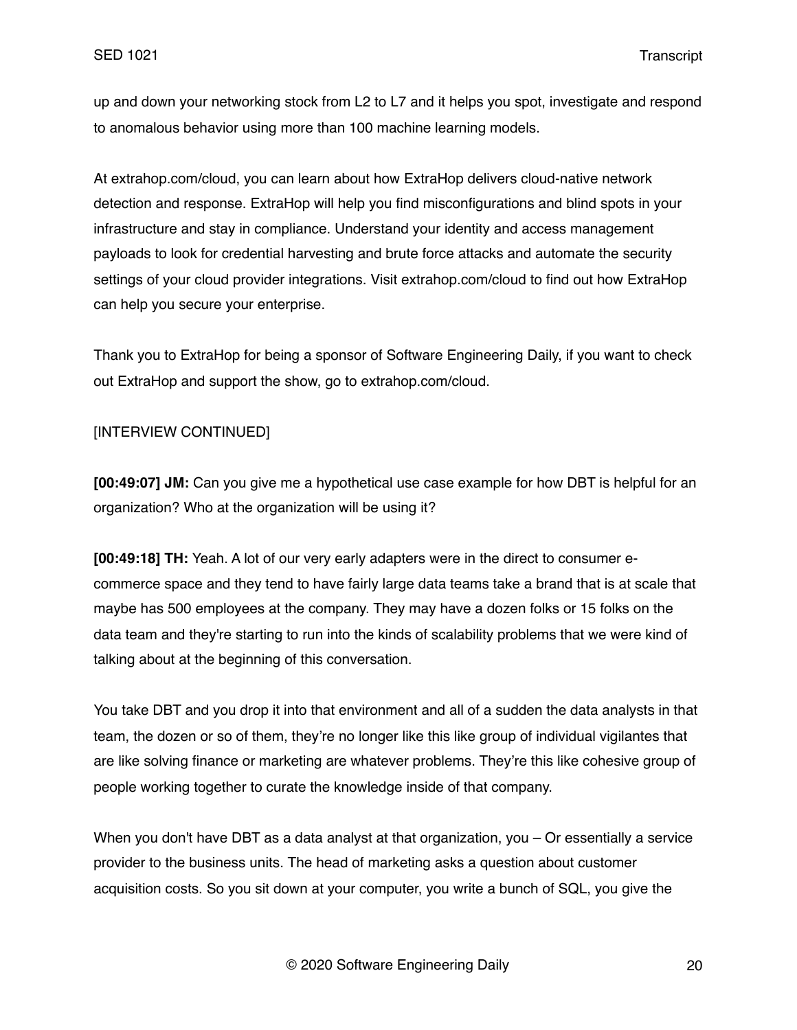up and down your networking stock from L2 to L7 and it helps you spot, investigate and respond to anomalous behavior using more than 100 machine learning models.

At extrahop.com/cloud, you can learn about how ExtraHop delivers cloud-native network detection and response. ExtraHop will help you find misconfigurations and blind spots in your infrastructure and stay in compliance. Understand your identity and access management payloads to look for credential harvesting and brute force attacks and automate the security settings of your cloud provider integrations. Visit extrahop.com/cloud to find out how ExtraHop can help you secure your enterprise.

Thank you to ExtraHop for being a sponsor of Software Engineering Daily, if you want to check out ExtraHop and support the show, go to extrahop.com/cloud.

[INTERVIEW CONTINUED]

**[00:49:07] JM:** Can you give me a hypothetical use case example for how DBT is helpful for an organization? Who at the organization will be using it?

**[00:49:18] TH:** Yeah. A lot of our very early adapters were in the direct to consumer e-commerce space and they tend to have fairly large data teams take a brand that is at scale that maybe has 500 employees at the company. They may have a dozen folks or 15 folks on the data team and they're starting to run into the kinds of scalability problems that we were kind of talking about at the beginning of this conversation.

You take DBT and you drop it into that environment and all of a sudden the data analysts in that team, the dozen or so of them, they're no longer like this like group of individual vigilantes that are like solving finance or marketing are whatever problems. They're this like cohesive group of people working together to curate the knowledge inside of that company.

When you don't have DBT as a data analyst at that organization, you – Or essentially a service provider to the business units. The head of marketing asks a question about customer acquisition costs. So you sit down at your computer, you write a bunch of SQL, you give the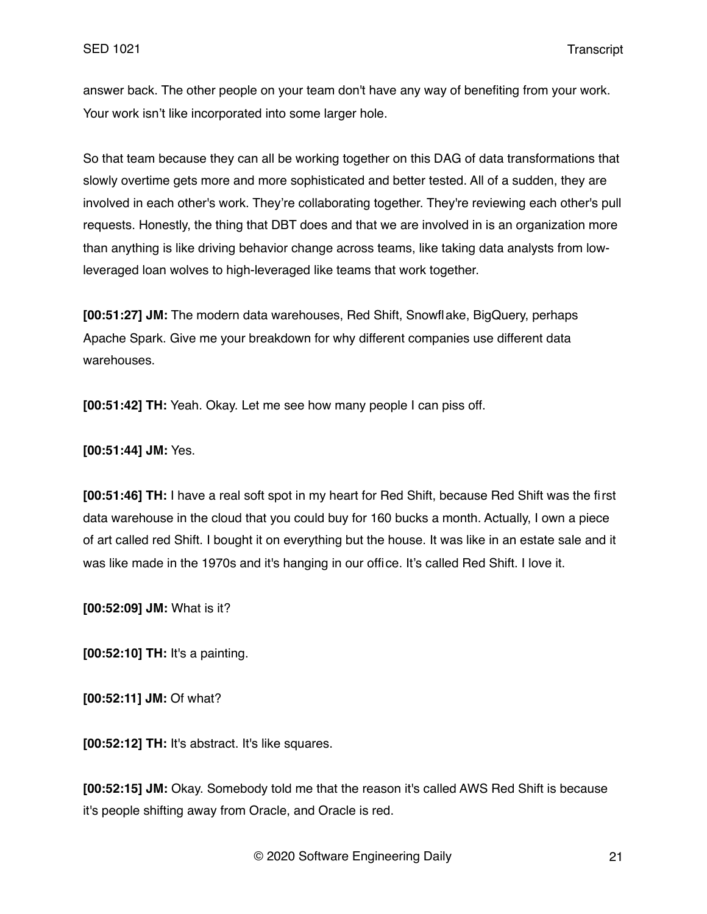answer back. The other people on your team don't have any way of benefiting from your work. Your work isn't like incorporated into some larger hole.

So that team because they can all be working together on this DAG of data transformations that slowly overtime gets more and more sophisticated and better tested. All of a sudden, they are involved in each other's work. They're collaborating together. They're reviewing each other's pull requests. Honestly, the thing that DBT does and that we are involved in is an organization more than anything is like driving behavior change across teams, like taking data analysts from low-leveraged loan wolves to high-leveraged like teams that work together.

**[00:51:27] JM:** The modern data warehouses, Red Shift, Snowflake, BigQuery, perhaps Apache Spark. Give me your breakdown for why different companies use different data warehouses.

**[00:51:42] TH:** Yeah. Okay. Let me see how many people I can piss off.

**[00:51:44] JM:** Yes.

**[00:51:46] TH:** I have a real soft spot in my heart for Red Shift, because Red Shift was the first data warehouse in the cloud that you could buy for 160 bucks a month. Actually, I own a piece of art called red Shift. I bought it on everything but the house. It was like in an estate sale and it was like made in the 1970s and it's hanging in our office. It's called Red Shift. I love it.

**[00:52:09] JM:** What is it?

**[00:52:10] TH:** It's a painting.

**[00:52:11] JM:** Of what?

**[00:52:12] TH:** It's abstract. It's like squares.

**[00:52:15] JM:** Okay. Somebody told me that the reason it's called AWS Red Shift is because it's people shifting away from Oracle, and Oracle is red.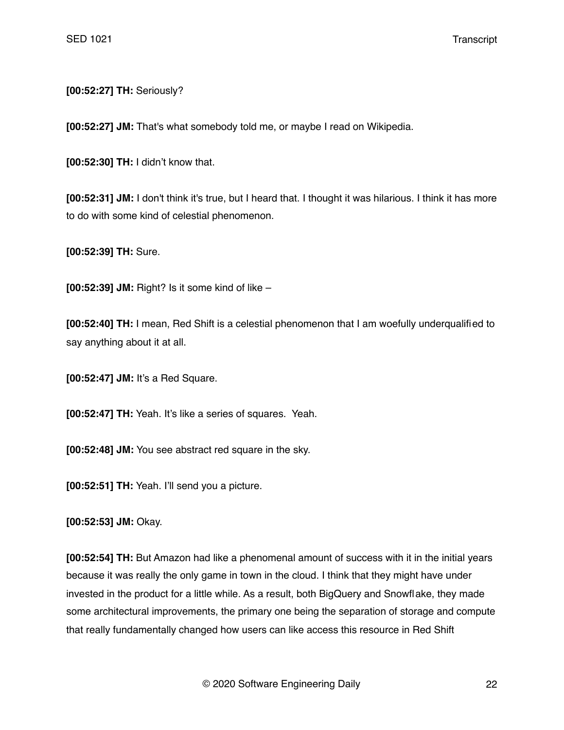**[00:52:27] TH:** Seriously?

**[00:52:27] JM:** That's what somebody told me, or maybe I read on Wikipedia.

**[00:52:30] TH:** I didn't know that.

**[00:52:31] JM:** I don't think it's true, but I heard that. I thought it was hilarious. I think it has more to do with some kind of celestial phenomenon.

**[00:52:39] TH:** Sure.

**[00:52:39] JM:** Right? Is it some kind of like –

**[00:52:40] TH:** I mean, Red Shift is a celestial phenomenon that I am woefully underqualified to say anything about it at all.

**[00:52:47] JM:** It's a Red Square.

**[00:52:47] TH:** Yeah. It's like a series of squares. Yeah.

**[00:52:48] JM:** You see abstract red square in the sky.

**[00:52:51] TH:** Yeah. I'll send you a picture.

**[00:52:53] JM:** Okay.

**[00:52:54] TH:** But Amazon had like a phenomenal amount of success with it in the initial years because it was really the only game in town in the cloud. I think that they might have under invested in the product for a little while. As a result, both BigQuery and Snowflake, they made some architectural improvements, the primary one being the separation of storage and compute that really fundamentally changed how users can like access this resource in Red Shift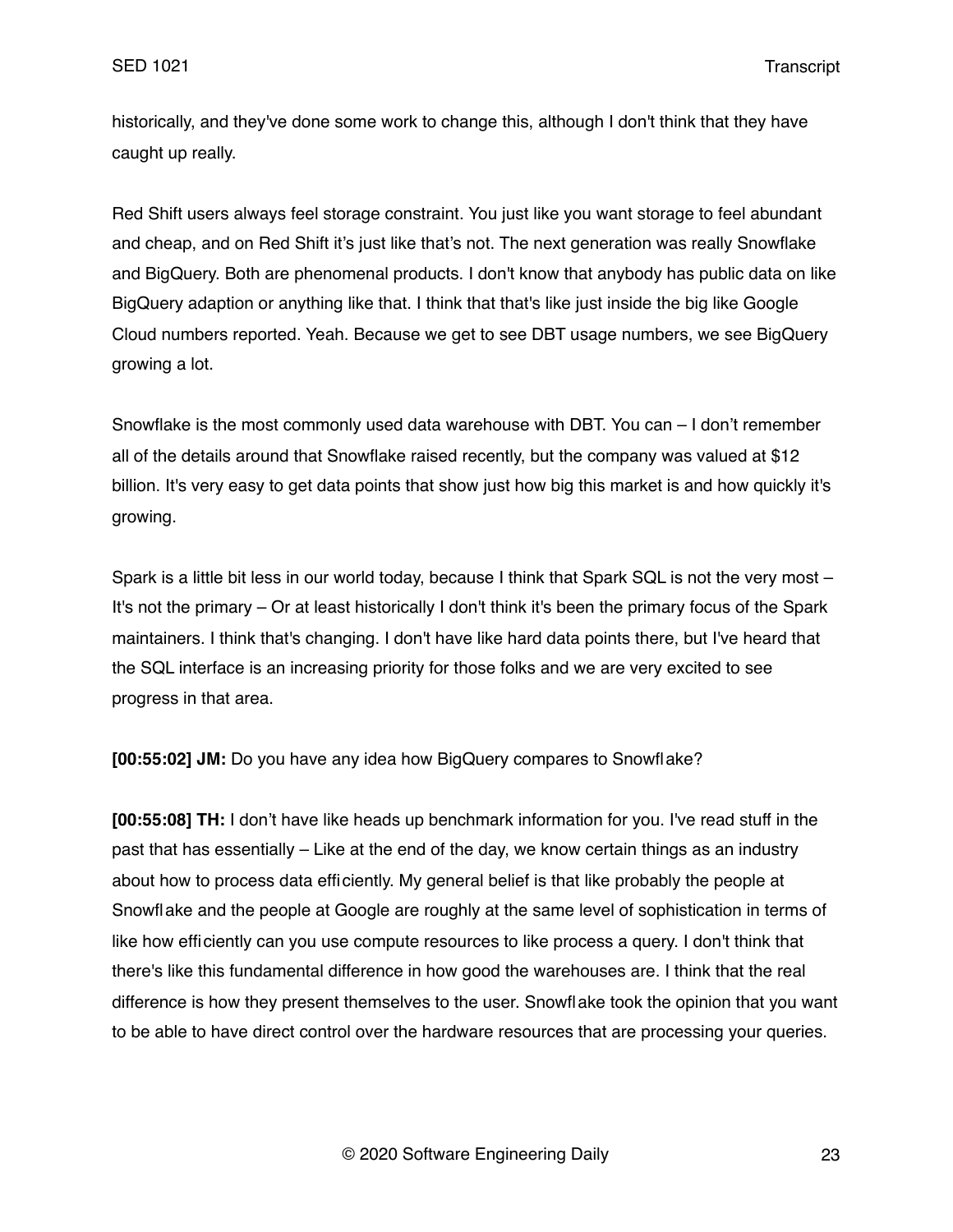historically, and they've done some work to change this, although I don't think that they have caught up really.

Red Shift users always feel storage constraint. You just like you want storage to feel abundant and cheap, and on Red Shift it's just like that's not. The next generation was really Snowflake and BigQuery. Both are phenomenal products. I don't know that anybody has public data on like BigQuery adaption or anything like that. I think that that's like just inside the big like Google Cloud numbers reported. Yeah. Because we get to see DBT usage numbers, we see BigQuery growing a lot.

Snowflake is the most commonly used data warehouse with DBT. You can – I don't remember all of the details around that Snowflake raised recently, but the company was valued at $12 billion. It's very easy to get data points that show just how big this market is and how quickly it's growing.

Spark is a little bit less in our world today, because I think that Spark SQL is not the very most – It's not the primary – Or at least historically I don't think it's been the primary focus of the Spark maintainers. I think that's changing. I don't have like hard data points there, but I've heard that the SQL interface is an increasing priority for those folks and we are very excited to see progress in that area.

**[00:55:02] JM:** Do you have any idea how BigQuery compares to Snowflake?

**[00:55:08] TH:** I don't have like heads up benchmark information for you. I've read stuff in the past that has essentially – Like at the end of the day, we know certain things as an industry about how to process data efficiently. My general belief is that like probably the people at Snowflake and the people at Google are roughly at the same level of sophistication in terms of like how efficiently can you use compute resources to like process a query. I don't think that there's like this fundamental difference in how good the warehouses are. I think that the real difference is how they present themselves to the user. Snowflake took the opinion that you want to be able to have direct control over the hardware resources that are processing your queries.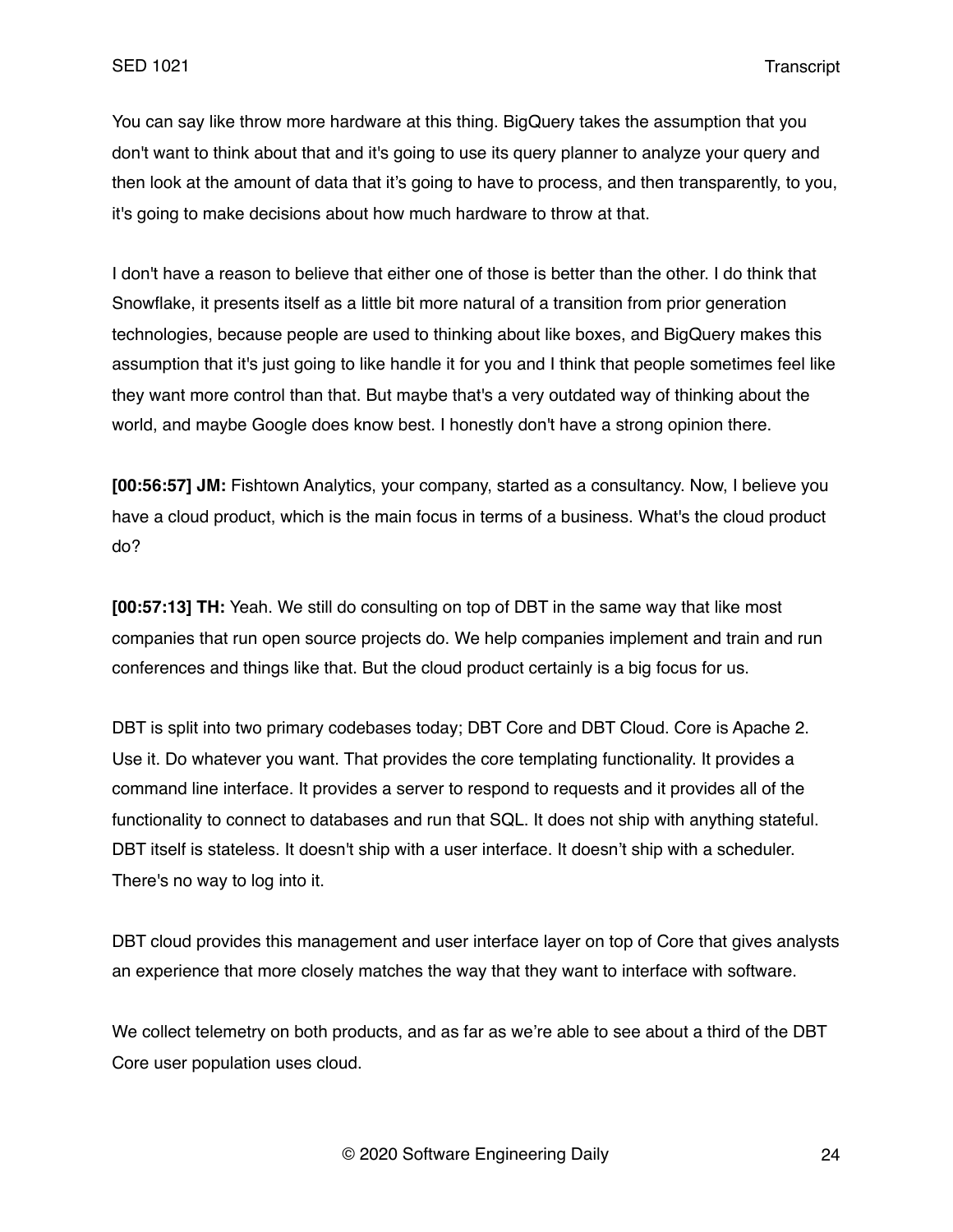You can say like throw more hardware at this thing. BigQuery takes the assumption that you don't want to think about that and it's going to use its query planner to analyze your query and then look at the amount of data that it's going to have to process, and then transparently, to you, it's going to make decisions about how much hardware to throw at that.

I don't have a reason to believe that either one of those is better than the other. I do think that Snowflake, it presents itself as a little bit more natural of a transition from prior generation technologies, because people are used to thinking about like boxes, and BigQuery makes this assumption that it's just going to like handle it for you and I think that people sometimes feel like they want more control than that. But maybe that's a very outdated way of thinking about the world, and maybe Google does know best. I honestly don't have a strong opinion there.

**[00:56:57] JM:** Fishtown Analytics, your company, started as a consultancy. Now, I believe you have a cloud product, which is the main focus in terms of a business. What's the cloud product do?

**[00:57:13] TH:** Yeah. We still do consulting on top of DBT in the same way that like most companies that run open source projects do. We help companies implement and train and run conferences and things like that. But the cloud product certainly is a big focus for us.

DBT is split into two primary codebases today; DBT Core and DBT Cloud. Core is Apache 2. Use it. Do whatever you want. That provides the core templating functionality. It provides a command line interface. It provides a server to respond to requests and it provides all of the functionality to connect to databases and run that SQL. It does not ship with anything stateful. DBT itself is stateless. It doesn't ship with a user interface. It doesn't ship with a scheduler. There's no way to log into it.

DBT cloud provides this management and user interface layer on top of Core that gives analysts an experience that more closely matches the way that they want to interface with software.

We collect telemetry on both products, and as far as we're able to see about a third of the DBT Core user population uses cloud.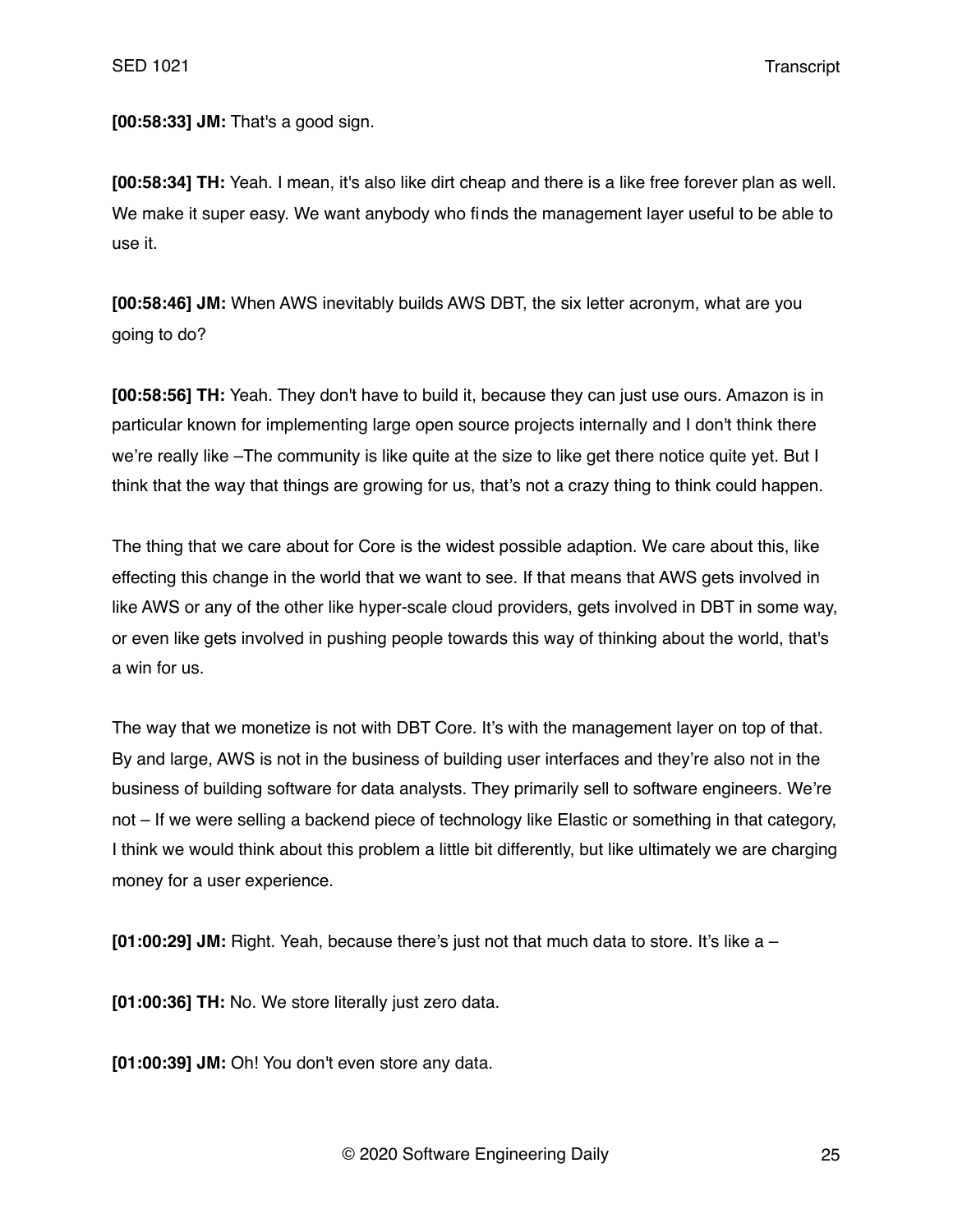**[00:58:33] JM:** That's a good sign.

**[00:58:34] TH:** Yeah. I mean, it's also like dirt cheap and there is a like free forever plan as well. We make it super easy. We want anybody who finds the management layer useful to be able to use it.

**[00:58:46] JM:** When AWS inevitably builds AWS DBT, the six letter acronym, what are you going to do?

**[00:58:56] TH:** Yeah. They don't have to build it, because they can just use ours. Amazon is in particular known for implementing large open source projects internally and I don't think there we're really like –The community is like quite at the size to like get there notice quite yet. But I think that the way that things are growing for us, that's not a crazy thing to think could happen.

The thing that we care about for Core is the widest possible adaption. We care about this, like effecting this change in the world that we want to see. If that means that AWS gets involved in like AWS or any of the other like hyper-scale cloud providers, gets involved in DBT in some way, or even like gets involved in pushing people towards this way of thinking about the world, that's a win for us.

The way that we monetize is not with DBT Core. It's with the management layer on top of that. By and large, AWS is not in the business of building user interfaces and they're also not in the business of building software for data analysts. They primarily sell to software engineers. We're not – If we were selling a backend piece of technology like Elastic or something in that category, I think we would think about this problem a little bit differently, but like ultimately we are charging money for a user experience.

**[01:00:29] JM:** Right. Yeah, because there's just not that much data to store. It's like a –

**[01:00:36] TH:** No. We store literally just zero data.

**[01:00:39] JM:** Oh! You don't even store any data.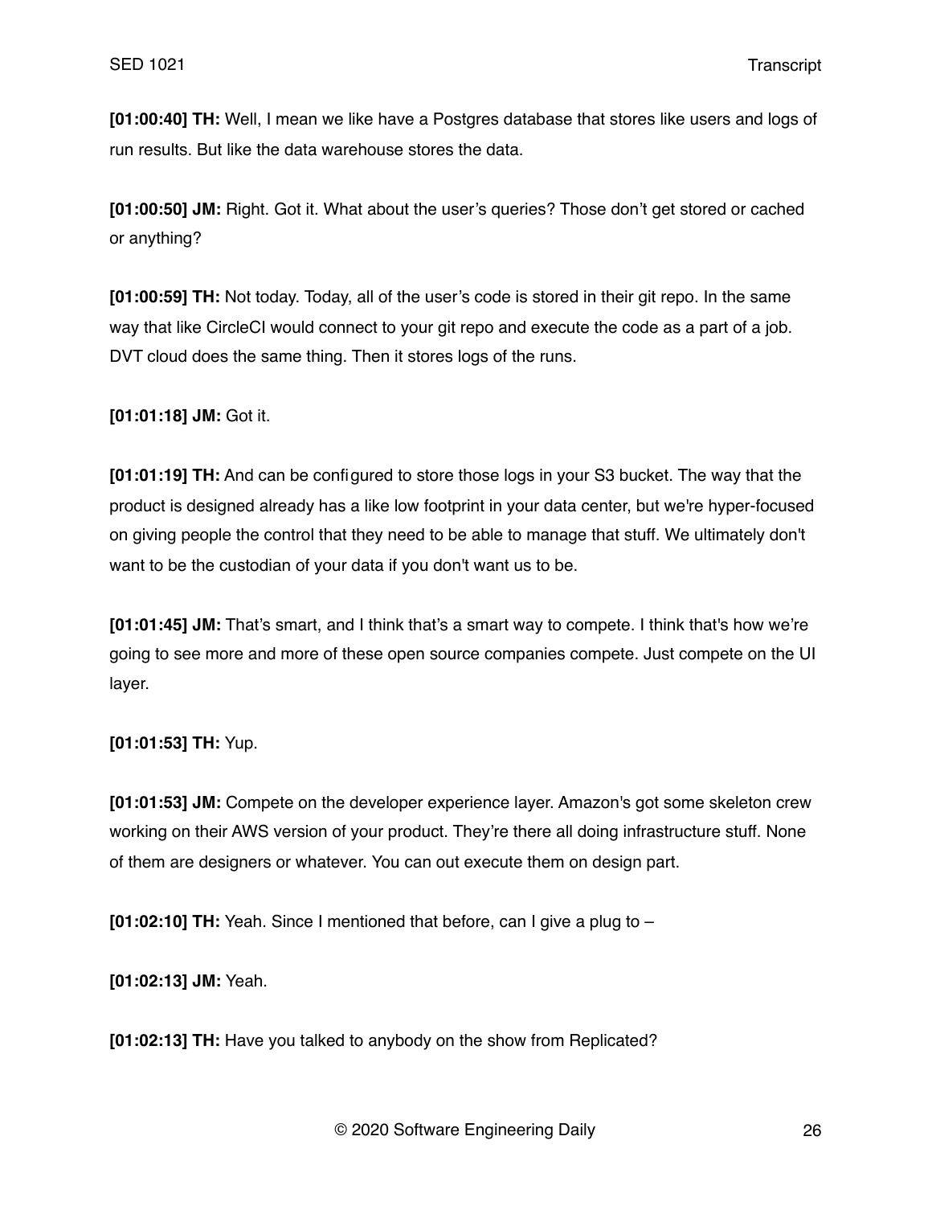**[01:00:40] TH:** Well, I mean we like have a Postgres database that stores like users and logs of run results. But like the data warehouse stores the data.

**[01:00:50] JM:** Right. Got it. What about the user's queries? Those don't get stored or cached or anything?

**[01:00:59] TH:** Not today. Today, all of the user's code is stored in their git repo. In the same way that like CircleCI would connect to your git repo and execute the code as a part of a job. DVT cloud does the same thing. Then it stores logs of the runs.

**[01:01:18] JM:** Got it.

**[01:01:19] TH:** And can be configured to store those logs in your S3 bucket. The way that the product is designed already has a like low footprint in your data center, but we're hyper-focused on giving people the control that they need to be able to manage that stuff. We ultimately don't want to be the custodian of your data if you don't want us to be.

**[01:01:45] JM:** That's smart, and I think that's a smart way to compete. I think that's how we're going to see more and more of these open source companies compete. Just compete on the UI layer.

**[01:01:53] TH:** Yup.

**[01:01:53] JM:** Compete on the developer experience layer. Amazon's got some skeleton crew working on their AWS version of your product. They're there all doing infrastructure stuff. None of them are designers or whatever. You can out execute them on design part.

**[01:02:10] TH:** Yeah. Since I mentioned that before, can I give a plug to –

**[01:02:13] JM:** Yeah.

**[01:02:13] TH:** Have you talked to anybody on the show from Replicated?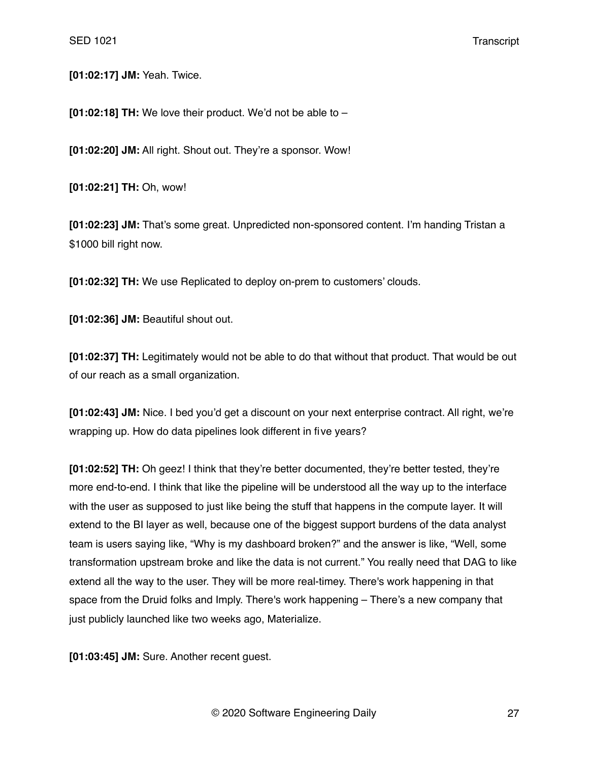**[01:02:17] JM:** Yeah. Twice.

**[01:02:18] TH:** We love their product. We'd not be able to –

**[01:02:20] JM:** All right. Shout out. They're a sponsor. Wow!

**[01:02:21] TH:** Oh, wow!

**[01:02:23] JM:** That's some great. Unpredicted non-sponsored content. I'm handing Tristan a $1000 bill right now.

**[01:02:32] TH:** We use Replicated to deploy on-prem to customers' clouds.

**[01:02:36] JM:** Beautiful shout out.

**[01:02:37] TH:** Legitimately would not be able to do that without that product. That would be out of our reach as a small organization.

**[01:02:43] JM:** Nice. I bed you'd get a discount on your next enterprise contract. All right, we're wrapping up. How do data pipelines look different in five years?

**[01:02:52] TH:** Oh geez! I think that they're better documented, they're better tested, they're more end-to-end. I think that like the pipeline will be understood all the way up to the interface with the user as supposed to just like being the stuff that happens in the compute layer. It will extend to the BI layer as well, because one of the biggest support burdens of the data analyst team is users saying like, "Why is my dashboard broken?" and the answer is like, "Well, some transformation upstream broke and like the data is not current." You really need that DAG to like extend all the way to the user. They will be more real-timey. There's work happening in that space from the Druid folks and Imply. There's work happening – There's a new company that just publicly launched like two weeks ago, Materialize.

**[01:03:45] JM:** Sure. Another recent guest.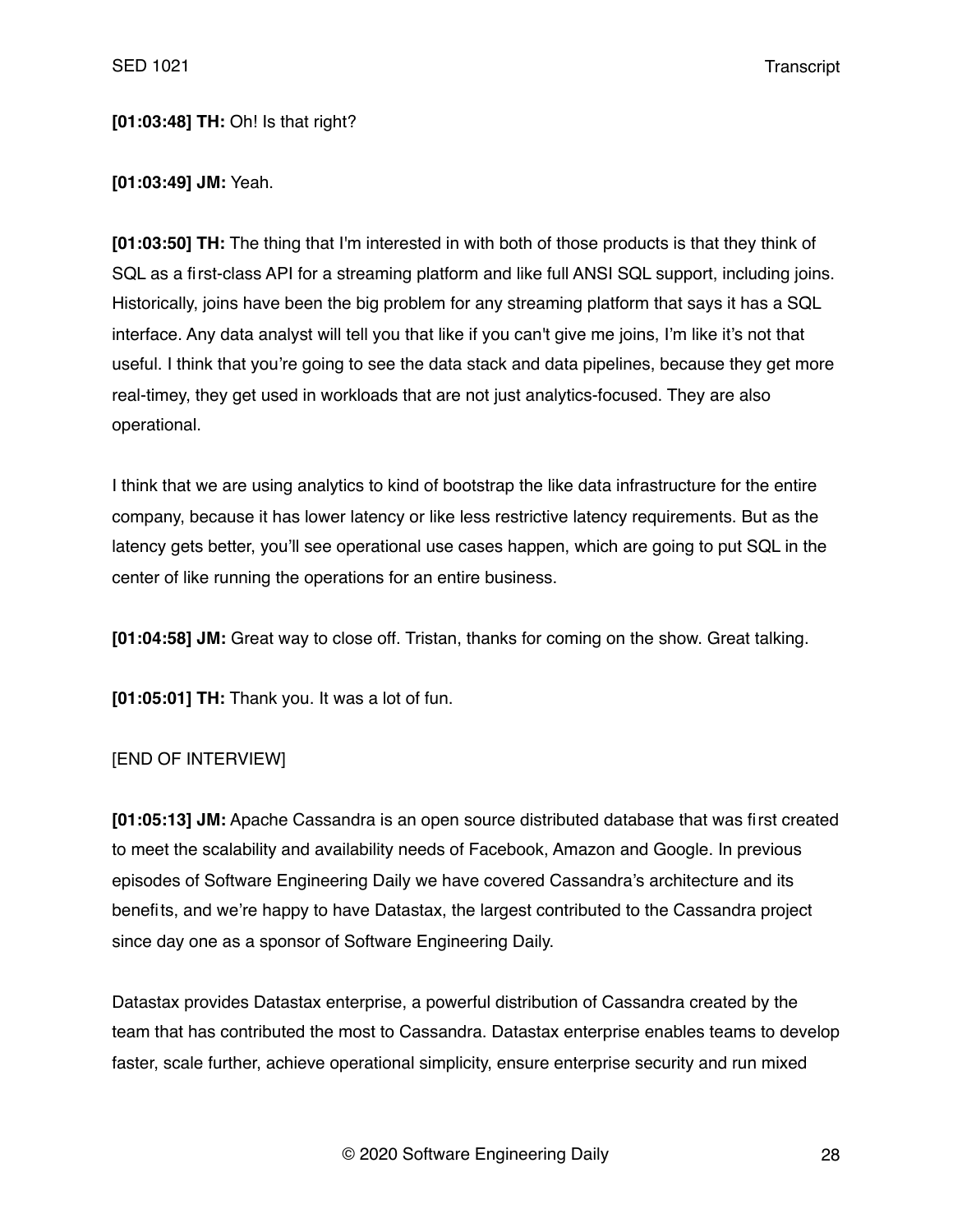**[01:03:48] TH:** Oh! Is that right?

**[01:03:49] JM:** Yeah.

**[01:03:50] TH:** The thing that I'm interested in with both of those products is that they think of SQL as a first-class API for a streaming platform and like full ANSI SQL support, including joins. Historically, joins have been the big problem for any streaming platform that says it has a SQL interface. Any data analyst will tell you that like if you can't give me joins, I'm like it's not that useful. I think that you're going to see the data stack and data pipelines, because they get more real-timey, they get used in workloads that are not just analytics-focused. They are also operational.

I think that we are using analytics to kind of bootstrap the like data infrastructure for the entire company, because it has lower latency or like less restrictive latency requirements. But as the latency gets better, you'll see operational use cases happen, which are going to put SQL in the center of like running the operations for an entire business.

**[01:04:58] JM:** Great way to close off. Tristan, thanks for coming on the show. Great talking.

**[01:05:01] TH:** Thank you. It was a lot of fun.

[END OF INTERVIEW]

**[01:05:13] JM:** Apache Cassandra is an open source distributed database that was first created to meet the scalability and availability needs of Facebook, Amazon and Google. In previous episodes of Software Engineering Daily we have covered Cassandra's architecture and its benefits, and we're happy to have Datastax, the largest contributed to the Cassandra project since day one as a sponsor of Software Engineering Daily.

Datastax provides Datastax enterprise, a powerful distribution of Cassandra created by the team that has contributed the most to Cassandra. Datastax enterprise enables teams to develop faster, scale further, achieve operational simplicity, ensure enterprise security and run mixed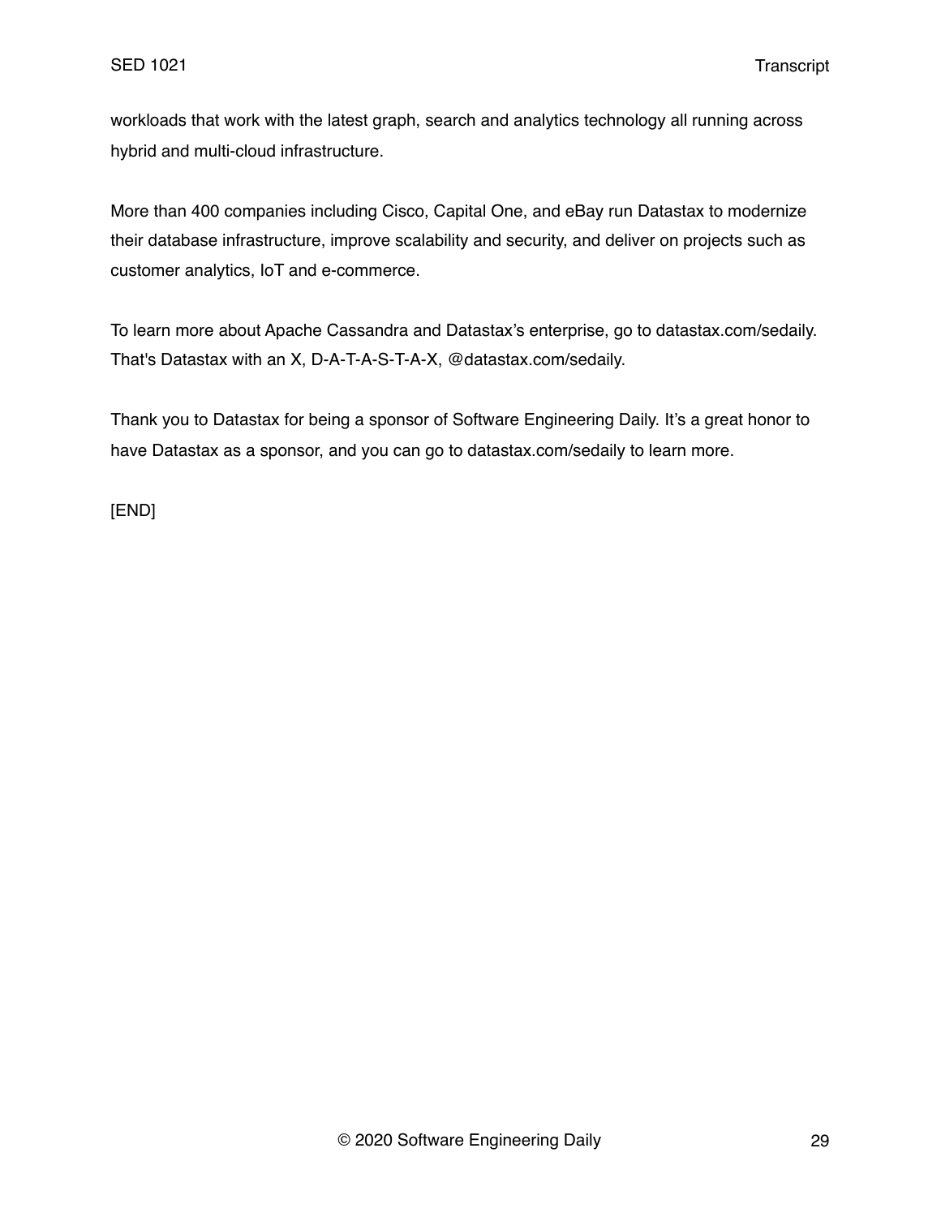workloads that work with the latest graph, search and analytics technology all running across hybrid and multi-cloud infrastructure.

More than 400 companies including Cisco, Capital One, and eBay run Datastax to modernize their database infrastructure, improve scalability and security, and deliver on projects such as customer analytics, IoT and e-commerce.

To learn more about Apache Cassandra and Datastax's enterprise, go to datastax.com/sedaily. That's Datastax with an X, D-A-T-A-S-T-A-X, @datastax.com/sedaily.

Thank you to Datastax for being a sponsor of Software Engineering Daily. It's a great honor to have Datastax as a sponsor, and you can go to datastax.com/sedaily to learn more.

[END]